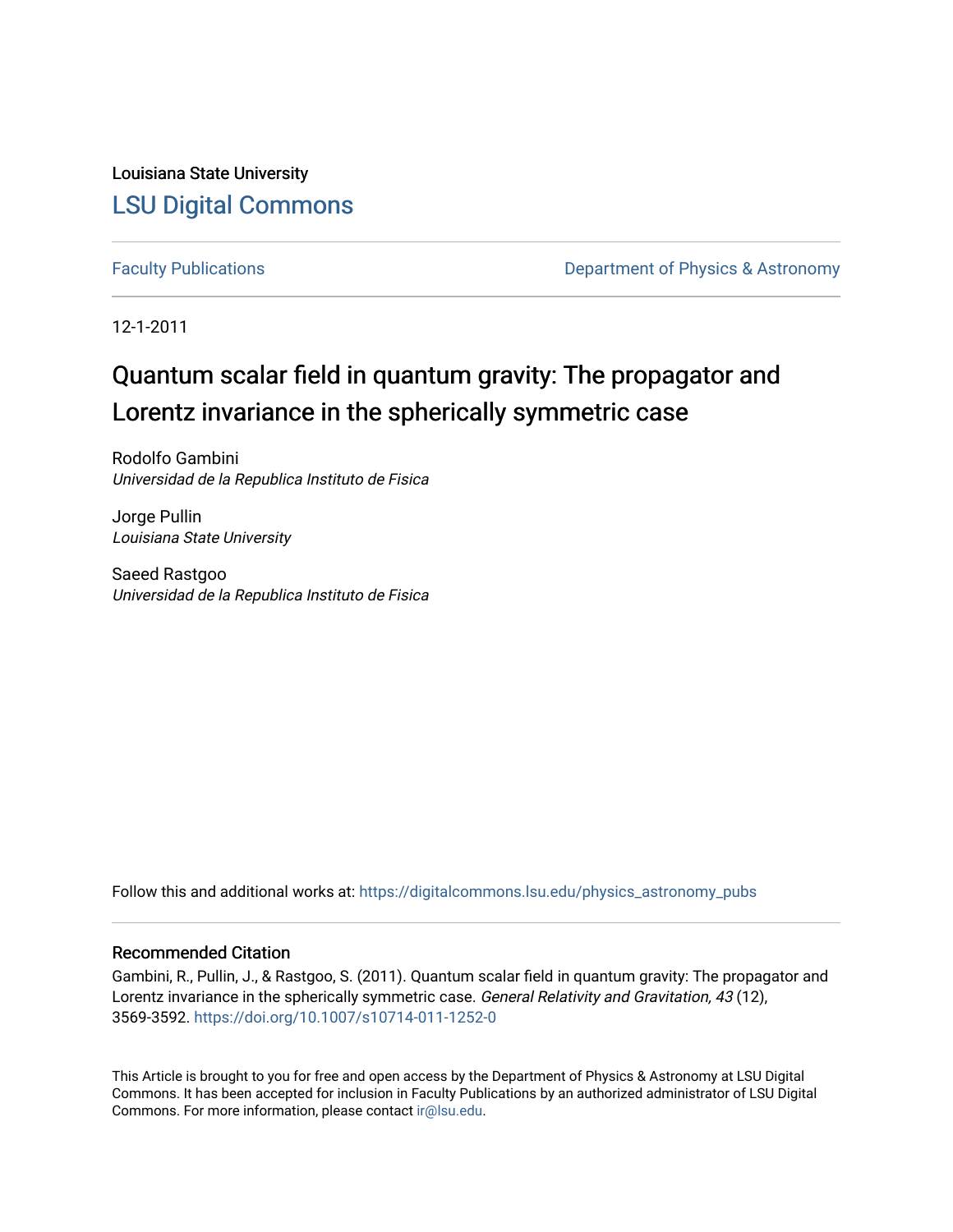Louisiana State University

# LSU Digital Commons

Faculty Publications

Department of Physics & Astronomy

12-1-2011

# Quantum scalar field in quantum gravity: The propagator and Lorentz invariance in the spherically symmetric case

Rodolfo Gambini
*Universidad de la Republica Instituto de Fisica*

Jorge Pullin
*Louisiana State University*

Saeed Rastgoo
*Universidad de la Republica Instituto de Fisica*

Follow this and additional works at: https://digitalcommons.lsu.edu/physics_astronomy_pubs

## Recommended Citation

Gambini, R., Pullin, J., & Rastgoo, S. (2011). Quantum scalar field in quantum gravity: The propagator and Lorentz invariance in the spherically symmetric case. *General Relativity and Gravitation, 43* (12), 3569-3592. https://doi.org/10.1007/s10714-011-1252-0

This Article is brought to you for free and open access by the Department of Physics & Astronomy at LSU Digital Commons. It has been accepted for inclusion in Faculty Publications by an authorized administrator of LSU Digital Commons. For more information, please contact ir@lsu.edu.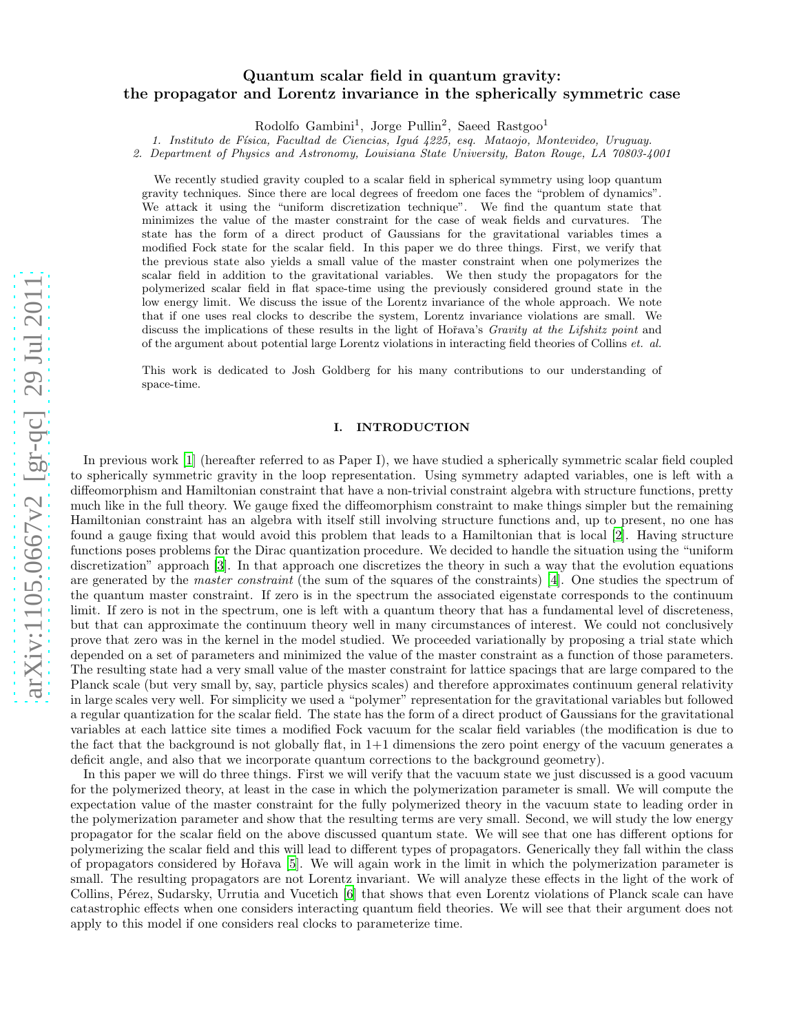# Quantum scalar field in quantum gravity: the propagator and Lorentz invariance in the spherically symmetric case

Rodolfo Gambini[1], Jorge Pullin[2], Saeed Rastgoo[1]

1. *Instituto de Física, Facultad de Ciencias, Iguá 4225, esq. Mataojo, Montevideo, Uruguay.*
2. *Department of Physics and Astronomy, Louisiana State University, Baton Rouge, LA 70803-4001*

We recently studied gravity coupled to a scalar field in spherical symmetry using loop quantum gravity techniques. Since there are local degrees of freedom one faces the "problem of dynamics". We attack it using the "uniform discretization technique". We find the quantum state that minimizes the value of the master constraint for the case of weak fields and curvatures. The state has the form of a direct product of Gaussians for the gravitational variables times a modified Fock state for the scalar field. In this paper we do three things. First, we verify that the previous state also yields a small value of the master constraint when one polymerizes the scalar field in addition to the gravitational variables. We then study the propagators for the polymerized scalar field in flat space-time using the previously considered ground state in the low energy limit. We discuss the issue of the Lorentz invariance of the whole approach. We note that if one uses real clocks to describe the system, Lorentz invariance violations are small. We discuss the implications of these results in the light of Hořava's *Gravity at the Lifshitz point* and of the argument about potential large Lorentz violations in interacting field theories of Collins *et. al.*

This work is dedicated to Josh Goldberg for his many contributions to our understanding of space-time.

## I. INTRODUCTION

In previous work [1] (hereafter referred to as Paper I), we have studied a spherically symmetric scalar field coupled to spherically symmetric gravity in the loop representation. Using symmetry adapted variables, one is left with a diffeomorphism and Hamiltonian constraint that have a non-trivial constraint algebra with structure functions, pretty much like in the full theory. We gauge fixed the diffeomorphism constraint to make things simpler but the remaining Hamiltonian constraint has an algebra with itself still involving structure functions and, up to present, no one has found a gauge fixing that would avoid this problem that leads to a Hamiltonian that is local [2]. Having structure functions poses problems for the Dirac quantization procedure. We decided to handle the situation using the "uniform discretization" approach [3]. In that approach one discretizes the theory in such a way that the evolution equations are generated by the *master constraint* (the sum of the squares of the constraints) [4]. One studies the spectrum of the quantum master constraint. If zero is in the spectrum the associated eigenstate corresponds to the continuum limit. If zero is not in the spectrum, one is left with a quantum theory that has a fundamental level of discreteness, but that can approximate the continuum theory well in many circumstances of interest. We could not conclusively prove that zero was in the kernel in the model studied. We proceeded variationally by proposing a trial state which depended on a set of parameters and minimized the value of the master constraint as a function of those parameters. The resulting state had a very small value of the master constraint for lattice spacings that are large compared to the Planck scale (but very small by, say, particle physics scales) and therefore approximates continuum general relativity in large scales very well. For simplicity we used a "polymer" representation for the gravitational variables but followed a regular quantization for the scalar field. The state has the form of a direct product of Gaussians for the gravitational variables at each lattice site times a modified Fock vacuum for the scalar field variables (the modification is due to the fact that the background is not globally flat, in 1+1 dimensions the zero point energy of the vacuum generates a deficit angle, and also that we incorporate quantum corrections to the background geometry).

In this paper we will do three things. First we will verify that the vacuum state we just discussed is a good vacuum for the polymerized theory, at least in the case in which the polymerization parameter is small. We will compute the expectation value of the master constraint for the fully polymerized theory in the vacuum state to leading order in the polymerization parameter and show that the resulting terms are very small. Second, we will study the low energy propagator for the scalar field on the above discussed quantum state. We will see that one has different options for polymerizing the scalar field and this will lead to different types of propagators. Generically they fall within the class of propagators considered by Hořava [5]. We will again work in the limit in which the polymerization parameter is small. The resulting propagators are not Lorentz invariant. We will analyze these effects in the light of the work of Collins, Pérez, Sudarsky, Urrutia and Vucetich [6] that shows that even Lorentz violations of Planck scale can have catastrophic effects when one considers interacting quantum field theories. We will see that their argument does not apply to this model if one considers real clocks to parameterize time.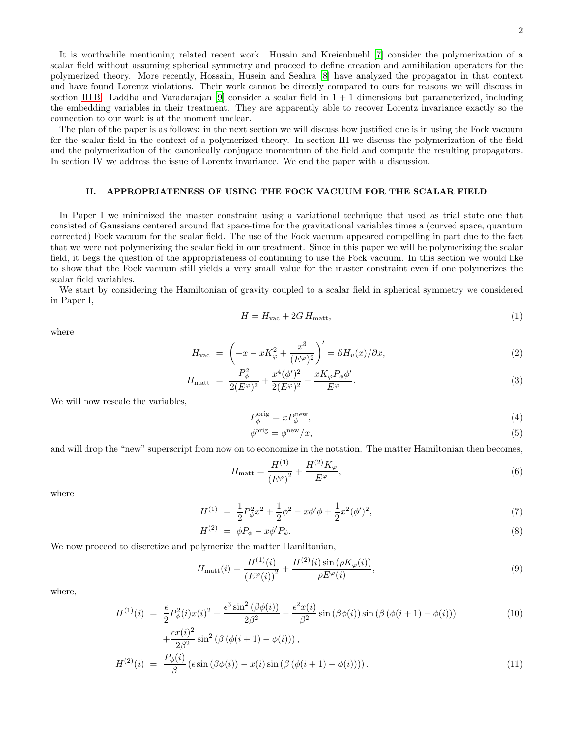It is worthwhile mentioning related recent work. Husain and Kreienbuehl [7] consider the polymerization of a scalar field without assuming spherical symmetry and proceed to define creation and annihilation operators for the polymerized theory. More recently, Hossain, Husein and Seahra [8] have analyzed the propagator in that context and have found Lorentz violations. Their work cannot be directly compared to ours for reasons we will discuss in section III B. Laddha and Varadarajan [9] consider a scalar field in $1+1$ dimensions but parameterized, including the embedding variables in their treatment. They are apparently able to recover Lorentz invariance exactly so the connection to our work is at the moment unclear.

The plan of the paper is as follows: in the next section we will discuss how justified one is in using the Fock vacuum for the scalar field in the context of a polymerized theory. In section III we discuss the polymerization of the field and the polymerization of the canonically conjugate momentum of the field and compute the resulting propagators. In section IV we address the issue of Lorentz invariance. We end the paper with a discussion.

## II. APPROPRIATENESS OF USING THE FOCK VACUUM FOR THE SCALAR FIELD

In Paper I we minimized the master constraint using a variational technique that used as trial state one that consisted of Gaussians centered around flat space-time for the gravitational variables times a (curved space, quantum corrected) Fock vacuum for the scalar field. The use of the Fock vacuum appeared compelling in part due to the fact that we were not polymerizing the scalar field in our treatment. Since in this paper we will be polymerizing the scalar field, it begs the question of the appropriateness of continuing to use the Fock vacuum. In this section we would like to show that the Fock vacuum still yields a very small value for the master constraint even if one polymerizes the scalar field variables.

We start by considering the Hamiltonian of gravity coupled to a scalar field in spherical symmetry we considered in Paper I,

$$H = H_{\rm vac} + 2G\, H_{\rm matt}, \tag{1}$$

where

$$H_{\rm vac} = \left(-x - xK_\varphi^2 + \frac{x^3}{(E^\varphi)^2}\right)' = \partial H_v(x)/\partial x, \tag{2}$$

$$H_{\rm matt} = \frac{P_\phi^2}{2(E^\varphi)^2} + \frac{x^4(\phi')^2}{2(E^\varphi)^2} - \frac{xK_\varphi P_\phi \phi'}{E^\varphi}. \tag{3}$$

We will now rescale the variables,

$$P_\phi^{\rm orig} = xP_\phi^{\rm new}, \tag{4}$$

$$\phi^{\rm orig} = \phi^{\rm new}/x, \tag{5}$$

and will drop the "new" superscript from now on to economize in the notation. The matter Hamiltonian then becomes,

$$H_{\rm matt} = \frac{H^{(1)}}{\left(E^\varphi\right)^2} + \frac{H^{(2)}K_\varphi}{E^\varphi}, \tag{6}$$

where

$$H^{(1)} = \frac{1}{2}P_\phi^2 x^2 + \frac{1}{2}\phi^2 - x\phi'\phi + \frac{1}{2}x^2(\phi')^2, \tag{7}$$

$$H^{(2)} = \phi P_\phi - x\phi' P_\phi. \tag{8}$$

We now proceed to discretize and polymerize the matter Hamiltonian,

$$H_{\rm matt}(i) = \frac{H^{(1)}(i)}{\left(E^\varphi(i)\right)^2} + \frac{H^{(2)}(i)\sin\left(\rho K_\varphi(i)\right)}{\rho E^\varphi(i)}, \tag{9}$$

where,

$$\begin{aligned} H^{(1)}(i) &= \frac{\epsilon}{2}P_\phi^2(i)x(i)^2 + \frac{\epsilon^3\sin^2\left(\beta\phi(i)\right)}{2\beta^2} - \frac{\epsilon^2 x(i)}{\beta^2}\sin\left(\beta\phi(i)\right)\sin\left(\beta\left(\phi(i+1)-\phi(i)\right)\right) \\ &\quad + \frac{\epsilon x(i)^2}{2\beta^2}\sin^2\left(\beta\left(\phi(i+1)-\phi(i)\right)\right), \end{aligned} \tag{10}$$

$$H^{(2)}(i) = \frac{P_\phi(i)}{\beta}\left(\epsilon\sin\left(\beta\phi(i)\right) - x(i)\sin\left(\beta\left(\phi(i+1)-\phi(i)\right)\right)\right). \tag{11}$$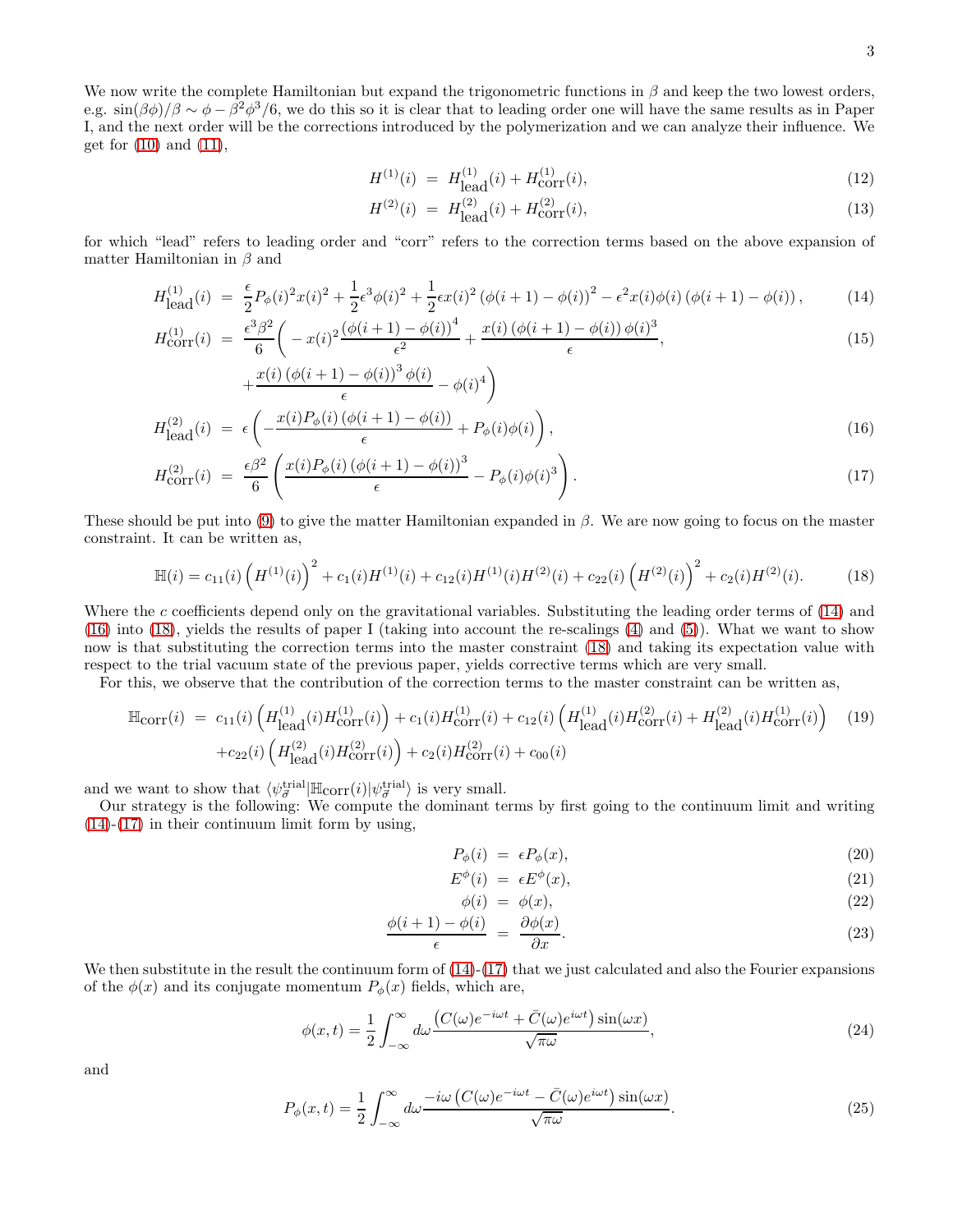We now write the complete Hamiltonian but expand the trigonometric functions in $\beta$ and keep the two lowest orders, e.g. $\sin(\beta\phi)/\beta \sim \phi - \beta^2\phi^3/6$, we do this so it is clear that to leading order one will have the same results as in Paper I, and the next order will be the corrections introduced by the polymerization and we can analyze their influence. We get for (10) and (11),

$$H^{(1)}(i) = H^{(1)}_{\rm lead}(i) + H^{(1)}_{\rm corr}(i), \tag{12}$$

$$H^{(2)}(i) = H^{(2)}_{\rm lead}(i) + H^{(2)}_{\rm corr}(i), \tag{13}$$

for which "lead" refers to leading order and "corr" refers to the correction terms based on the above expansion of matter Hamiltonian in $\beta$ and

$$H^{(1)}_{\rm lead}(i) = \frac{\epsilon}{2}P_\phi(i)^2 x(i)^2 + \frac{1}{2}\epsilon^3\phi(i)^2 + \frac{1}{2}\epsilon x(i)^2\left(\phi(i+1)-\phi(i)\right)^2 - \epsilon^2 x(i)\phi(i)\left(\phi(i+1)-\phi(i)\right), \tag{14}$$

$$H^{(1)}_{\rm corr}(i) = \frac{\epsilon^3\beta^2}{6}\Bigg( -x(i)^2\frac{\left(\phi(i+1)-\phi(i)\right)^4}{\epsilon^2} + \frac{x(i)\left(\phi(i+1)-\phi(i)\right)\phi(i)^3}{\epsilon}, + \frac{x(i)\left(\phi(i+1)-\phi(i)\right)^3\phi(i)}{\epsilon} - \phi(i)^4\Bigg) \tag{15}$$

$$H^{(2)}_{\rm lead}(i) = \epsilon\left(-\frac{x(i)P_\phi(i)\left(\phi(i+1)-\phi(i)\right)}{\epsilon} + P_\phi(i)\phi(i)\right), \tag{16}$$

$$H^{(2)}_{\rm corr}(i) = \frac{\epsilon\beta^2}{6}\left(\frac{x(i)P_\phi(i)\left(\phi(i+1)-\phi(i)\right)^3}{\epsilon} - P_\phi(i)\phi(i)^3\right). \tag{17}$$

These should be put into (9) to give the matter Hamiltonian expanded in $\beta$. We are now going to focus on the master constraint. It can be written as,

$$\mathbb{H}(i) = c_{11}(i)\left(H^{(1)}(i)\right)^2 + c_1(i)H^{(1)}(i) + c_{12}(i)H^{(1)}(i)H^{(2)}(i) + c_{22}(i)\left(H^{(2)}(i)\right)^2 + c_2(i)H^{(2)}(i). \tag{18}$$

Where the $c$ coefficients depend only on the gravitational variables. Substituting the leading order terms of (14) and (16) into (18), yields the results of paper I (taking into account the re-scalings (4) and (5)). What we want to show now is that substituting the correction terms into the master constraint (18) and taking its expectation value with respect to the trial vacuum state of the previous paper, yields corrective terms which are very small.

For this, we observe that the contribution of the correction terms to the master constraint can be written as,

$$\begin{aligned}\mathbb{H}_{\rm corr}(i) = {} & c_{11}(i)\left(H^{(1)}_{\rm lead}(i)H^{(1)}_{\rm corr}(i)\right) + c_1(i)H^{(1)}_{\rm corr}(i) + c_{12}(i)\left(H^{(1)}_{\rm lead}(i)H^{(2)}_{\rm corr}(i) + H^{(2)}_{\rm lead}(i)H^{(1)}_{\rm corr}(i)\right) \\ & + c_{22}(i)\left(H^{(2)}_{\rm lead}(i)H^{(2)}_{\rm corr}(i)\right) + c_2(i)H^{(2)}_{\rm corr}(i) + c_{00}(i)\end{aligned} \tag{19}$$

and we want to show that $\langle\psi^{\rm trial}_{\vec\sigma}|\mathbb{H}_{\rm corr}(i)|\psi^{\rm trial}_{\vec\sigma}\rangle$ is very small.

Our strategy is the following: We compute the dominant terms by first going to the continuum limit and writing (14)-(17) in their continuum limit form by using,

$$P_\phi(i) = \epsilon P_\phi(x), \tag{20}$$

$$E^\phi(i) = \epsilon E^\phi(x), \tag{21}$$

$$\phi(i) = \phi(x), \tag{22}$$

$$\frac{\phi(i+1)-\phi(i)}{\epsilon} = \frac{\partial\phi(x)}{\partial x}. \tag{23}$$

We then substitute in the result the continuum form of (14)-(17) that we just calculated and also the Fourier expansions of the $\phi(x)$ and its conjugate momentum $P_\phi(x)$ fields, which are,

$$\phi(x,t) = \frac{1}{2}\int_{-\infty}^{\infty} d\omega \frac{\left(C(\omega)e^{-i\omega t} + \bar{C}(\omega)e^{i\omega t}\right)\sin(\omega x)}{\sqrt{\pi\omega}}, \tag{24}$$

and

$$P_\phi(x,t) = \frac{1}{2}\int_{-\infty}^{\infty} d\omega \frac{-i\omega\left(C(\omega)e^{-i\omega t} - \bar{C}(\omega)e^{i\omega t}\right)\sin(\omega x)}{\sqrt{\pi\omega}}. \tag{25}$$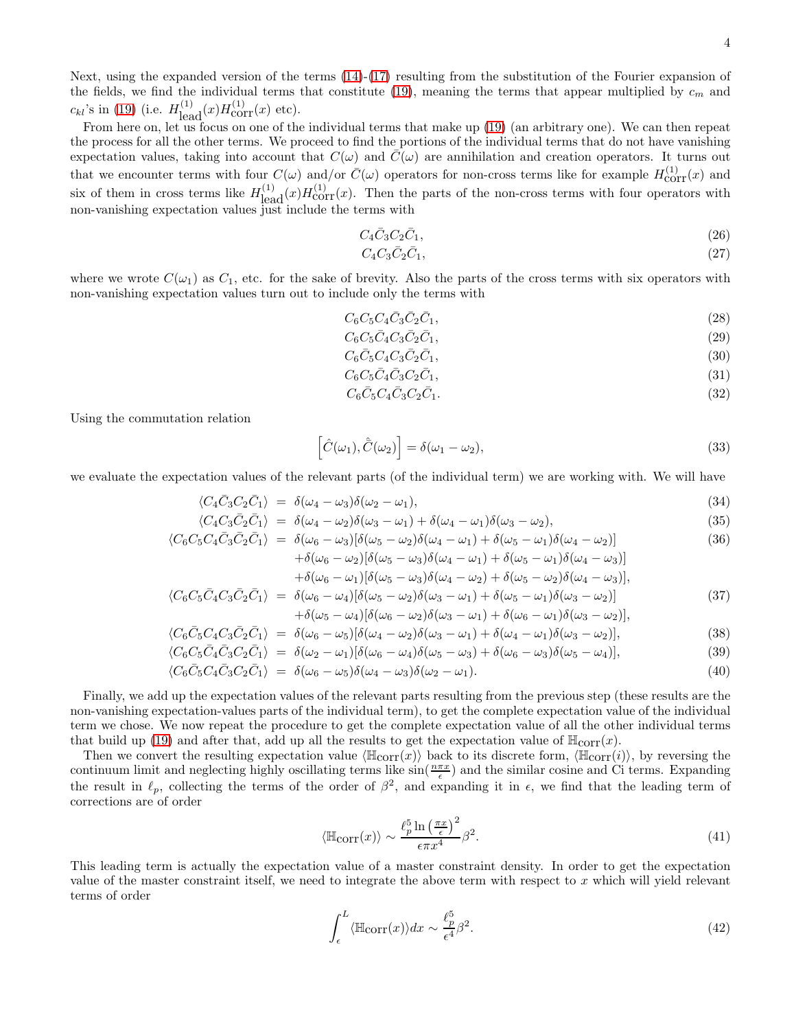Next, using the expanded version of the terms (14)-(17) resulting from the substitution of the Fourier expansion of the fields, we find the individual terms that constitute (19), meaning the terms that appear multiplied by $c_m$ and $c_{kl}$'s in (19) (i.e. $H^{(1)}_{\rm lead}(x)H^{(1)}_{\rm corr}(x)$ etc).

From here on, let us focus on one of the individual terms that make up (19) (an arbitrary one). We can then repeat the process for all the other terms. We proceed to find the portions of the individual terms that do not have vanishing expectation values, taking into account that $C(\omega)$ and $\bar{C}(\omega)$ are annihilation and creation operators. It turns out that we encounter terms with four $C(\omega)$ and/or $\bar{C}(\omega)$ operators for non-cross terms like for example $H^{(1)}_{\rm corr}(x)$ and six of them in cross terms like $H^{(1)}_{\rm lead}(x)H^{(1)}_{\rm corr}(x)$. Then the parts of the non-cross terms with four operators with non-vanishing expectation values just include the terms with

$$C_4\bar{C}_3C_2\bar{C}_1, \tag{26}$$

$$C_4C_3\bar{C}_2\bar{C}_1, \tag{27}$$

where we wrote $C(\omega_1)$ as $C_1$, etc. for the sake of brevity. Also the parts of the cross terms with six operators with non-vanishing expectation values turn out to include only the terms with

$$C_6C_5C_4\bar{C}_3\bar{C}_2\bar{C}_1, \tag{28}$$

$$C_6C_5\bar{C}_4C_3\bar{C}_2\bar{C}_1, \tag{29}$$

$$C_6\bar{C}_5C_4C_3\bar{C}_2\bar{C}_1, \tag{30}$$

$$C_6C_5\bar{C}_4\bar{C}_3C_2\bar{C}_1, \tag{31}$$

$$C_6\bar{C}_5C_4\bar{C}_3C_2\bar{C}_1. \tag{32}$$

Using the commutation relation

$$\left[\hat{C}(\omega_1), \hat{\bar{C}}(\omega_2)\right] = \delta(\omega_1 - \omega_2), \tag{33}$$

we evaluate the expectation values of the relevant parts (of the individual term) we are working with. We will have

$$\langle C_4\bar{C}_3C_2\bar{C}_1\rangle = \delta(\omega_4-\omega_3)\delta(\omega_2-\omega_1), \tag{34}$$

$$\langle C_4C_3\bar{C}_2\bar{C}_1\rangle = \delta(\omega_4-\omega_2)\delta(\omega_3-\omega_1) + \delta(\omega_4-\omega_1)\delta(\omega_3-\omega_2), \tag{35}$$

$$\begin{aligned}\langle C_6C_5C_4\bar{C}_3\bar{C}_2\bar{C}_1\rangle = {} & \delta(\omega_6-\omega_3)[\delta(\omega_5-\omega_2)\delta(\omega_4-\omega_1) + \delta(\omega_5-\omega_1)\delta(\omega_4-\omega_2)] \\ & +\delta(\omega_6-\omega_2)[\delta(\omega_5-\omega_3)\delta(\omega_4-\omega_1) + \delta(\omega_5-\omega_1)\delta(\omega_4-\omega_3)] \\ & +\delta(\omega_6-\omega_1)[\delta(\omega_5-\omega_3)\delta(\omega_4-\omega_2) + \delta(\omega_5-\omega_2)\delta(\omega_4-\omega_3)],\end{aligned} \tag{36}$$

$$\begin{aligned}\langle C_6C_5\bar{C}_4C_3\bar{C}_2\bar{C}_1\rangle = {} & \delta(\omega_6-\omega_4)[\delta(\omega_5-\omega_2)\delta(\omega_3-\omega_1) + \delta(\omega_5-\omega_1)\delta(\omega_3-\omega_2)] \\ & +\delta(\omega_5-\omega_4)[\delta(\omega_6-\omega_2)\delta(\omega_3-\omega_1) + \delta(\omega_6-\omega_1)\delta(\omega_3-\omega_2)],\end{aligned} \tag{37}$$

$$\langle C_6\bar{C}_5C_4C_3\bar{C}_2\bar{C}_1\rangle = \delta(\omega_6-\omega_5)[\delta(\omega_4-\omega_2)\delta(\omega_3-\omega_1) + \delta(\omega_4-\omega_1)\delta(\omega_3-\omega_2)], \tag{38}$$

$$\langle C_6C_5\bar{C}_4\bar{C}_3C_2\bar{C}_1\rangle = \delta(\omega_2-\omega_1)[\delta(\omega_6-\omega_4)\delta(\omega_5-\omega_3) + \delta(\omega_6-\omega_3)\delta(\omega_5-\omega_4)], \tag{39}$$

$$\langle C_6\bar{C}_5C_4\bar{C}_3C_2\bar{C}_1\rangle = \delta(\omega_6-\omega_5)\delta(\omega_4-\omega_3)\delta(\omega_2-\omega_1). \tag{40}$$

Finally, we add up the expectation values of the relevant parts resulting from the previous step (these results are the non-vanishing expectation-values parts of the individual term), to get the complete expectation value of the individual term we chose. We now repeat the procedure to get the complete expectation value of all the other individual terms that build up (19) and after that, add up all the results to get the expectation value of $\mathbb{H}_{\rm corr}(x)$.

Then we convert the resulting expectation value $\langle\mathbb{H}_{\rm corr}(x)\rangle$ back to its discrete form, $\langle\mathbb{H}_{\rm corr}(i)\rangle$, by reversing the continuum limit and neglecting highly oscillating terms like $\sin(\frac{n\pi x}{\epsilon})$ and the similar cosine and Ci terms. Expanding the result in $\ell_p$, collecting the terms of the order of $\beta^2$, and expanding it in $\epsilon$, we find that the leading term of corrections are of order

$$\langle\mathbb{H}_{\rm corr}(x)\rangle \sim \frac{\ell_p^5 \ln\left(\frac{\pi x}{\epsilon}\right)^2}{\epsilon\pi x^4}\beta^2. \tag{41}$$

This leading term is actually the expectation value of a master constraint density. In order to get the expectation value of the master constraint itself, we need to integrate the above term with respect to $x$ which will yield relevant terms of order

$$\int_\epsilon^L \langle\mathbb{H}_{\rm corr}(x)\rangle dx \sim \frac{\ell_p^5}{\epsilon^4}\beta^2. \tag{42}$$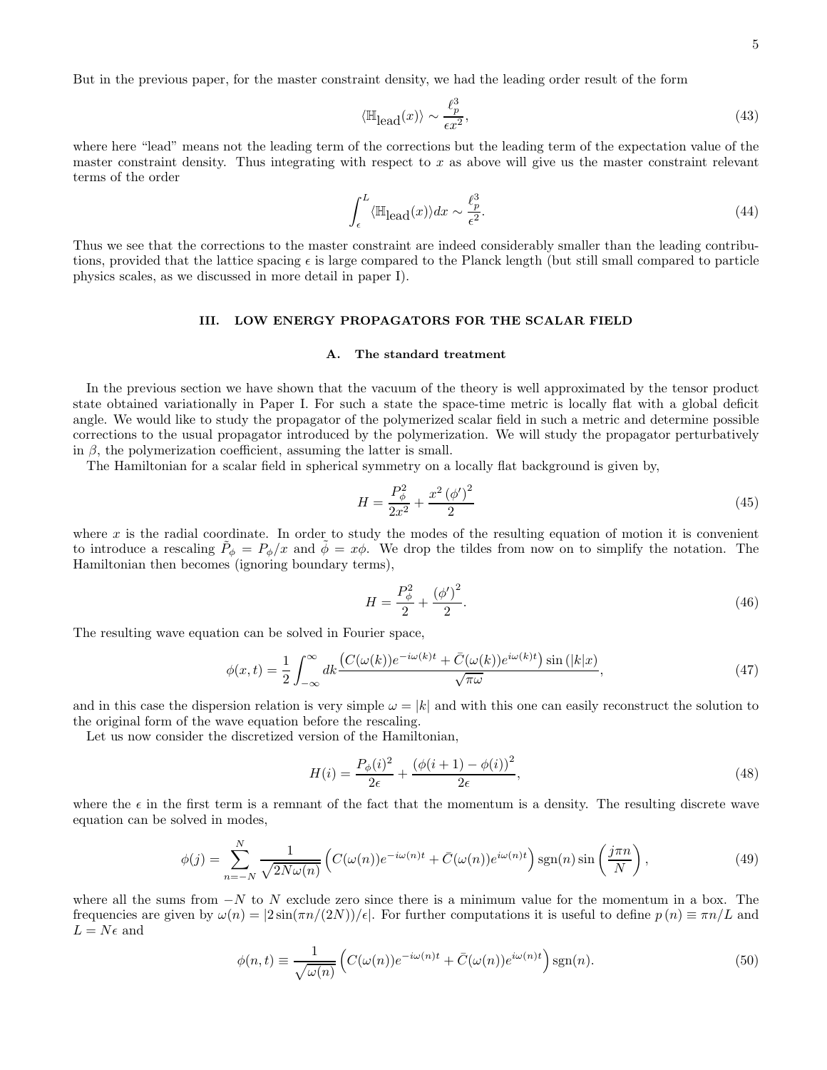But in the previous paper, for the master constraint density, we had the leading order result of the form

$$\langle \mathbb{H}_{\rm lead}(x)\rangle \sim \frac{\ell_p^3}{\epsilon x^2}, \tag{43}$$

where here "lead" means not the leading term of the corrections but the leading term of the expectation value of the master constraint density. Thus integrating with respect to $x$ as above will give us the master constraint relevant terms of the order

$$\int_\epsilon^L \langle \mathbb{H}_{\rm lead}(x)\rangle dx \sim \frac{\ell_p^3}{\epsilon^2}. \tag{44}$$

Thus we see that the corrections to the master constraint are indeed considerably smaller than the leading contributions, provided that the lattice spacing $\epsilon$ is large compared to the Planck length (but still small compared to particle physics scales, as we discussed in more detail in paper I).

## III. LOW ENERGY PROPAGATORS FOR THE SCALAR FIELD

### A. The standard treatment

In the previous section we have shown that the vacuum of the theory is well approximated by the tensor product state obtained variationally in Paper I. For such a state the space-time metric is locally flat with a global deficit angle. We would like to study the propagator of the polymerized scalar field in such a metric and determine possible corrections to the usual propagator introduced by the polymerization. We will study the propagator perturbatively in $\beta$, the polymerization coefficient, assuming the latter is small.

The Hamiltonian for a scalar field in spherical symmetry on a locally flat background is given by,

$$H = \frac{P_\phi^2}{2x^2} + \frac{x^2\left(\phi'\right)^2}{2} \tag{45}$$

where $x$ is the radial coordinate. In order to study the modes of the resulting equation of motion it is convenient to introduce a rescaling $\tilde{P}_\phi = P_\phi/x$ and $\tilde{\phi} = x\phi$. We drop the tildes from now on to simplify the notation. The Hamiltonian then becomes (ignoring boundary terms),

$$H = \frac{P_\phi^2}{2} + \frac{\left(\phi'\right)^2}{2}. \tag{46}$$

The resulting wave equation can be solved in Fourier space,

$$\phi(x,t) = \frac{1}{2}\int_{-\infty}^{\infty} dk \frac{\left(C(\omega(k))e^{-i\omega(k)t} + \bar{C}(\omega(k))e^{i\omega(k)t}\right)\sin\left(|k|x\right)}{\sqrt{\pi\omega}}, \tag{47}$$

and in this case the dispersion relation is very simple $\omega = |k|$ and with this one can easily reconstruct the solution to the original form of the wave equation before the rescaling.

Let us now consider the discretized version of the Hamiltonian,

$$H(i) = \frac{P_\phi(i)^2}{2\epsilon} + \frac{\left(\phi(i+1) - \phi(i)\right)^2}{2\epsilon}, \tag{48}$$

where the $\epsilon$ in the first term is a remnant of the fact that the momentum is a density. The resulting discrete wave equation can be solved in modes,

$$\phi(j) = \sum_{n=-N}^{N} \frac{1}{\sqrt{2N\omega(n)}}\left(C(\omega(n))e^{-i\omega(n)t} + \bar{C}(\omega(n))e^{i\omega(n)t}\right)\mathrm{sgn}(n)\sin\left(\frac{j\pi n}{N}\right), \tag{49}$$

where all the sums from $-N$ to $N$ exclude zero since there is a minimum value for the momentum in a box. The frequencies are given by $\omega(n) = |2\sin(\pi n/(2N))/\epsilon|$. For further computations it is useful to define $p\left(n\right) \equiv \pi n/L$ and $L = N\epsilon$ and

$$\phi(n,t) \equiv \frac{1}{\sqrt{\omega(n)}}\left(C(\omega(n))e^{-i\omega(n)t} + \bar{C}(\omega(n))e^{i\omega(n)t}\right)\mathrm{sgn}(n). \tag{50}$$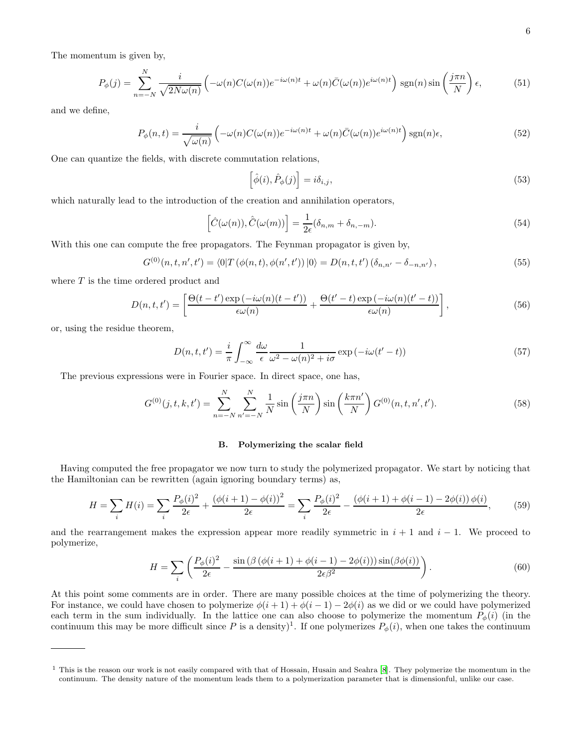The momentum is given by,

$$P_\phi(j) = \sum_{n=-N}^{N} \frac{i}{\sqrt{2N\omega(n)}} \left( -\omega(n) C(\omega(n)) e^{-i\omega(n)t} + \omega(n) \bar{C}(\omega(n)) e^{i\omega(n)t} \right) \mathrm{sgn}(n) \sin\left(\frac{j\pi n}{N}\right) \epsilon, \tag{51}$$

and we define,

$$P_\phi(n,t) = \frac{i}{\sqrt{\omega(n)}} \left( -\omega(n) C(\omega(n)) e^{-i\omega(n)t} + \omega(n) \bar{C}(\omega(n)) e^{i\omega(n)t} \right) \mathrm{sgn}(n) \epsilon, \tag{52}$$

One can quantize the fields, with discrete commutation relations,

$$\left[\hat{\phi}(i), \hat{P}_\phi(j)\right] = i\delta_{i,j}, \tag{53}$$

which naturally lead to the introduction of the creation and annihilation operators,

$$\left[\hat{C}(\omega(n)), \hat{\bar{C}}(\omega(m))\right] = \frac{1}{2\epsilon}(\delta_{n,m} + \delta_{n,-m}). \tag{54}$$

With this one can compute the free propagators. The Feynman propagator is given by,

$$G^{(0)}(n,t,n',t') = \langle 0| T\left(\phi(n,t), \phi(n',t')\right) |0\rangle = D(n,t,t')\left(\delta_{n,n'} - \delta_{-n,n'}\right), \tag{55}$$

where $T$ is the time ordered product and

$$D(n,t,t') = \left[ \frac{\Theta(t-t') \exp\left(-i\omega(n)(t-t')\right)}{\epsilon\omega(n)} + \frac{\Theta(t'-t) \exp\left(-i\omega(n)(t'-t)\right)}{\epsilon\omega(n)} \right], \tag{56}$$

or, using the residue theorem,

$$D(n,t,t') = \frac{i}{\pi} \int_{-\infty}^{\infty} \frac{d\omega}{\epsilon} \frac{1}{\omega^2 - \omega(n)^2 + i\sigma} \exp\left(-i\omega(t'-t)\right) \tag{57}$$

The previous expressions were in Fourier space. In direct space, one has,

$$G^{(0)}(j,t,k,t') = \sum_{n=-N}^{N} \sum_{n'=-N}^{N} \frac{1}{N} \sin\left(\frac{j\pi n}{N}\right) \sin\left(\frac{k\pi n'}{N}\right) G^{(0)}(n,t,n',t'). \tag{58}$$

### B. Polymerizing the scalar field

Having computed the free propagator we now turn to study the polymerized propagator. We start by noticing that the Hamiltonian can be rewritten (again ignoring boundary terms) as,

$$H = \sum_i H(i) = \sum_i \frac{P_\phi(i)^2}{2\epsilon} + \frac{\left(\phi(i+1) - \phi(i)\right)^2}{2\epsilon} = \sum_i \frac{P_\phi(i)^2}{2\epsilon} - \frac{\left(\phi(i+1) + \phi(i-1) - 2\phi(i)\right)\phi(i)}{2\epsilon}, \tag{59}$$

and the rearrangement makes the expression appear more readily symmetric in $i+1$ and $i-1$. We proceed to polymerize,

$$H = \sum_i \left( \frac{P_\phi(i)^2}{2\epsilon} - \frac{\sin\left(\beta\left(\phi(i+1) + \phi(i-1) - 2\phi(i)\right)\right) \sin(\beta\phi(i))}{2\epsilon\beta^2} \right). \tag{60}$$

At this point some comments are in order. There are many possible choices at the time of polymerizing the theory. For instance, we could have chosen to polymerize $\phi(i+1) + \phi(i-1) - 2\phi(i)$ as we did or we could have polymerized each term in the sum individually. In the lattice one can also choose to polymerize the momentum $P_\phi(i)$ (in the continuum this may be more difficult since $P$ is a density)[1]. If one polymerizes $P_\phi(i)$, when one takes the continuum

---

[1] This is the reason our work is not easily compared with that of Hossain, Husain and Seahra [8]. They polymerize the momentum in the continuum. The density nature of the momentum leads them to a polymerization parameter that is dimensionful, unlike our case.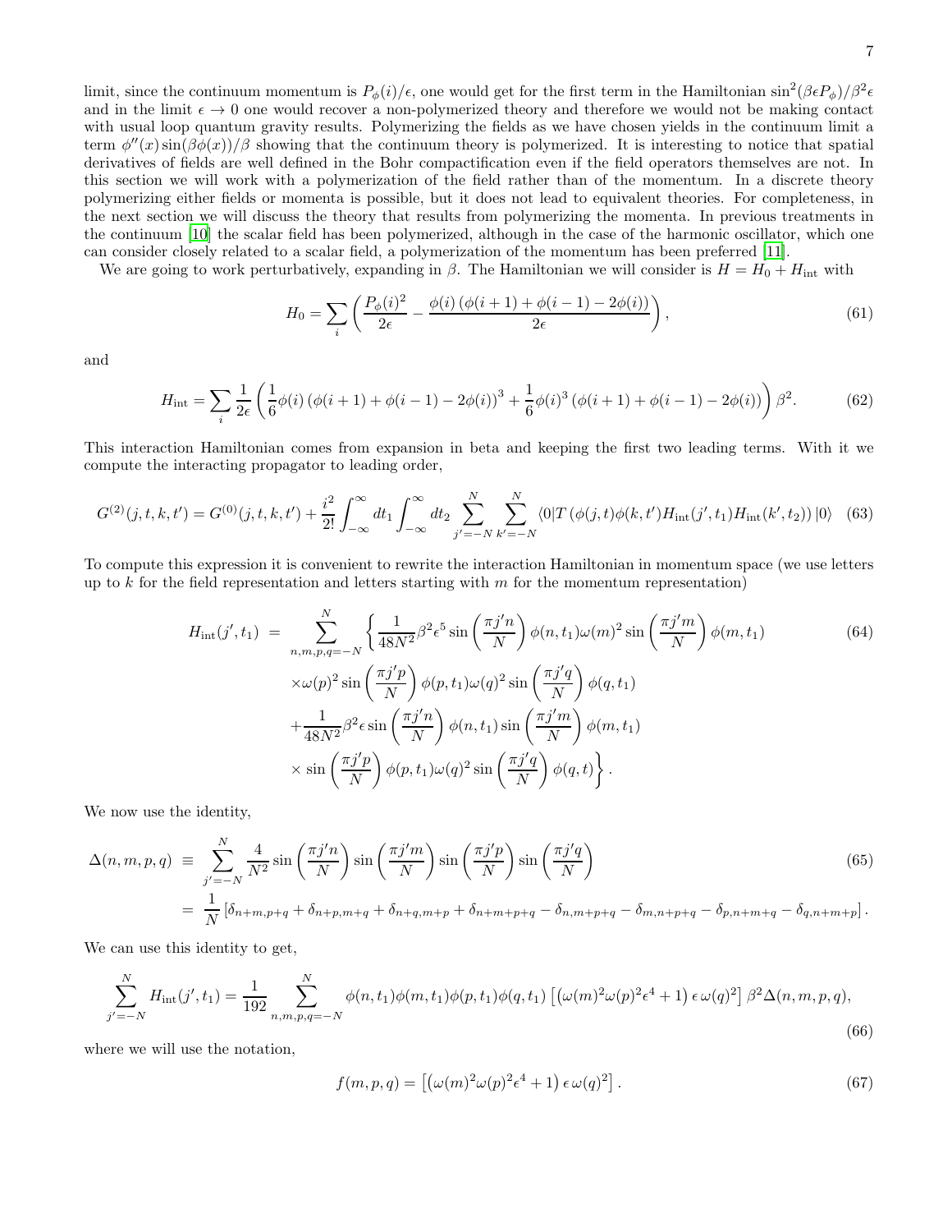limit, since the continuum momentum is $P_\phi(i)/\epsilon$, one would get for the first term in the Hamiltonian $\sin^2(\beta\epsilon P_\phi)/\beta^2\epsilon$ and in the limit $\epsilon \to 0$ one would recover a non-polymerized theory and therefore we would not be making contact with usual loop quantum gravity results. Polymerizing the fields as we have chosen yields in the continuum limit a term $\phi''(x)\sin(\beta\phi(x))/\beta$ showing that the continuum theory is polymerized. It is interesting to notice that spatial derivatives of fields are well defined in the Bohr compactification even if the field operators themselves are not. In this section we will work with a polymerization of the field rather than of the momentum. In a discrete theory polymerizing either fields or momenta is possible, but it does not lead to equivalent theories. For completeness, in the next section we will discuss the theory that results from polymerizing the momenta. In previous treatments in the continuum [10] the scalar field has been polymerized, although in the case of the harmonic oscillator, which one can consider closely related to a scalar field, a polymerization of the momentum has been preferred [11].

We are going to work perturbatively, expanding in $\beta$. The Hamiltonian we will consider is $H = H_0 + H_{\rm int}$ with

$$H_0 = \sum_i \left( \frac{P_\phi(i)^2}{2\epsilon} - \frac{\phi(i)\left(\phi(i+1)+\phi(i-1)-2\phi(i)\right)}{2\epsilon} \right), \tag{61}$$

and

$$H_{\rm int} = \sum_i \frac{1}{2\epsilon}\left( \frac{1}{6}\phi(i)\left(\phi(i+1)+\phi(i-1)-2\phi(i)\right)^3 + \frac{1}{6}\phi(i)^3\left(\phi(i+1)+\phi(i-1)-2\phi(i)\right) \right)\beta^2. \tag{62}$$

This interaction Hamiltonian comes from expansion in beta and keeping the first two leading terms. With it we compute the interacting propagator to leading order,

$$G^{(2)}(j,t,k,t') = G^{(0)}(j,t,k,t') + \frac{i^2}{2!}\int_{-\infty}^{\infty} dt_1 \int_{-\infty}^{\infty} dt_2 \sum_{j'=-N}^{N}\sum_{k'=-N}^{N} \langle 0| T\left(\phi(j,t)\phi(k,t')H_{\rm int}(j',t_1)H_{\rm int}(k',t_2)\right)|0\rangle \tag{63}$$

To compute this expression it is convenient to rewrite the interaction Hamiltonian in momentum space (we use letters up to $k$ for the field representation and letters starting with $m$ for the momentum representation)

$$\begin{aligned} H_{\rm int}(j',t_1) \;=\; \sum_{n,m,p,q=-N}^{N} \Bigg\{ & \frac{1}{48N^2}\beta^2\epsilon^5 \sin\left(\frac{\pi j' n}{N}\right)\phi(n,t_1)\omega(m)^2 \sin\left(\frac{\pi j' m}{N}\right)\phi(m,t_1) \\ & \times \omega(p)^2 \sin\left(\frac{\pi j' p}{N}\right)\phi(p,t_1)\omega(q)^2 \sin\left(\frac{\pi j' q}{N}\right)\phi(q,t_1) \\ & + \frac{1}{48N^2}\beta^2\epsilon \sin\left(\frac{\pi j' n}{N}\right)\phi(n,t_1)\sin\left(\frac{\pi j' m}{N}\right)\phi(m,t_1) \\ & \times \sin\left(\frac{\pi j' p}{N}\right)\phi(p,t_1)\omega(q)^2 \sin\left(\frac{\pi j' q}{N}\right)\phi(q,t)\Bigg\}. \end{aligned} \tag{64}$$

We now use the identity,

$$\begin{aligned} \Delta(n,m,p,q) \;\equiv\; & \sum_{j'=-N}^{N} \frac{4}{N^2}\sin\left(\frac{\pi j' n}{N}\right)\sin\left(\frac{\pi j' m}{N}\right)\sin\left(\frac{\pi j' p}{N}\right)\sin\left(\frac{\pi j' q}{N}\right) \\ =\; & \frac{1}{N}\left[\delta_{n+m,p+q} + \delta_{n+p,m+q} + \delta_{n+q,m+p} + \delta_{n+m+p+q} - \delta_{n,m+p+q} - \delta_{m,n+p+q} - \delta_{p,n+m+q} - \delta_{q,n+m+p}\right]. \end{aligned} \tag{65}$$

We can use this identity to get,

$$\sum_{j'=-N}^{N} H_{\rm int}(j',t_1) = \frac{1}{192}\sum_{n,m,p,q=-N}^{N} \phi(n,t_1)\phi(m,t_1)\phi(p,t_1)\phi(q,t_1)\left[\left(\omega(m)^2\omega(p)^2\epsilon^4+1\right)\epsilon\,\omega(q)^2\right]\beta^2\Delta(n,m,p,q), \tag{66}$$

where we will use the notation,

$$f(m,p,q) = \left[\left(\omega(m)^2\omega(p)^2\epsilon^4+1\right)\epsilon\,\omega(q)^2\right]. \tag{67}$$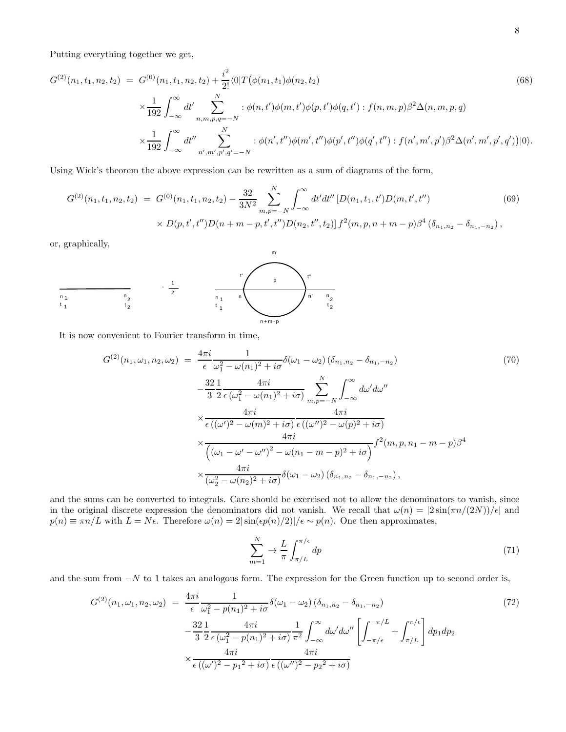Putting everything together we get,

$$
\begin{aligned}
G^{(2)}(n_1,t_1,n_2,t_2) &= G^{(0)}(n_1,t_1,n_2,t_2) + \frac{i^2}{2!}\langle 0|T\big(\phi(n_1,t_1)\phi(n_2,t_2) \\
&\times \frac{1}{192}\int_{-\infty}^{\infty} dt' \sum_{n,m,p,q=-N}^{N} :\phi(n,t')\phi(m,t')\phi(p,t')\phi(q,t'): f(n,m,p)\beta^2\Delta(n,m,p,q) \\
&\times \frac{1}{192}\int_{-\infty}^{\infty} dt'' \sum_{n',m',p',q'=-N}^{N} :\phi(n',t'')\phi(m',t'')\phi(p',t'')\phi(q',t''): f(n',m',p')\beta^2\Delta(n',m',p',q')\big)|0\rangle.
\end{aligned}
\tag{68}
$$

Using Wick's theorem the above expression can be rewritten as a sum of diagrams of the form,

$$
\begin{aligned}
G^{(2)}(n_1,t_1,n_2,t_2) &= G^{(0)}(n_1,t_1,n_2,t_2) - \frac{32}{3N^2}\sum_{m,p=-N}^{N}\int_{-\infty}^{\infty} dt'dt''\left[D(n_1,t_1,t')D(m,t',t'')\right. \\
&\times \left. D(p,t',t'')D(n+m-p,t',t'')D(n_2,t'',t_2)\right] f^2(m,p,n+m-p)\beta^4\left(\delta_{n_1,n_2}-\delta_{n_1,-n_2}\right),
\end{aligned}
\tag{69}
$$

or, graphically,

It is now convenient to Fourier transform in time,

$$
\begin{aligned}
G^{(2)}(n_1,\omega_1,n_2,\omega_2) &= \frac{4\pi i}{\epsilon}\frac{1}{\omega_1^2-\omega(n_1)^2+i\sigma}\delta(\omega_1-\omega_2)\left(\delta_{n_1,n_2}-\delta_{n_1,-n_2}\right) \\
&-\frac{32}{3}\frac{1}{2}\frac{4\pi i}{\epsilon\left(\omega_1^2-\omega(n_1)^2+i\sigma\right)}\sum_{m,p=-N}^{N}\int_{-\infty}^{\infty} d\omega' d\omega'' \\
&\times \frac{4\pi i}{\epsilon\left((\omega')^2-\omega(m)^2+i\sigma\right)}\frac{4\pi i}{\epsilon\left((\omega'')^2-\omega(p)^2+i\sigma\right)} \\
&\times \frac{4\pi i}{\left(\left(\omega_1-\omega'-\omega''\right)^2-\omega(n_1-m-p)^2+i\sigma\right)} f^2(m,p,n_1-m-p)\beta^4 \\
&\times \frac{4\pi i}{\left(\omega_2^2-\omega(n_2)^2+i\sigma\right)}\delta(\omega_1-\omega_2)\left(\delta_{n_1,n_2}-\delta_{n_1,-n_2}\right),
\end{aligned}
\tag{70}
$$

and the sums can be converted to integrals. Care should be exercised not to allow the denominators to vanish, since in the original discrete expression the denominators did not vanish. We recall that $\omega(n) = |2\sin(\pi n/(2N))/\epsilon|$ and $p(n) \equiv \pi n/L$ with $L = N\epsilon$. Therefore $\omega(n) = 2|\sin(\epsilon p(n)/2)|/\epsilon \sim p(n)$. One then approximates,

$$
\sum_{m=1}^{N} \to \frac{L}{\pi}\int_{\pi/L}^{\pi/\epsilon} dp
\tag{71}
$$

and the sum from $-N$ to 1 takes an analogous form. The expression for the Green function up to second order is,

$$
\begin{aligned}
G^{(2)}(n_1,\omega_1,n_2,\omega_2) &= \frac{4\pi i}{\epsilon}\frac{1}{\omega_1^2-p(n_1)^2+i\sigma}\delta(\omega_1-\omega_2)\left(\delta_{n_1,n_2}-\delta_{n_1,-n_2}\right) \\
&-\frac{32}{3}\frac{1}{2}\frac{4\pi i}{\epsilon\left(\omega_1^2-p(n_1)^2+i\sigma\right)}\frac{1}{\pi^2}\int_{-\infty}^{\infty} d\omega' d\omega''\left[\int_{-\pi/\epsilon}^{-\pi/L}+\int_{\pi/L}^{\pi/\epsilon}\right]dp_1 dp_2 \\
&\times \frac{4\pi i}{\epsilon\left((\omega')^2-{p_1}^2+i\sigma\right)}\frac{4\pi i}{\epsilon\left((\omega'')^2-{p_2}^2+i\sigma\right)}
\end{aligned}
\tag{72}
$$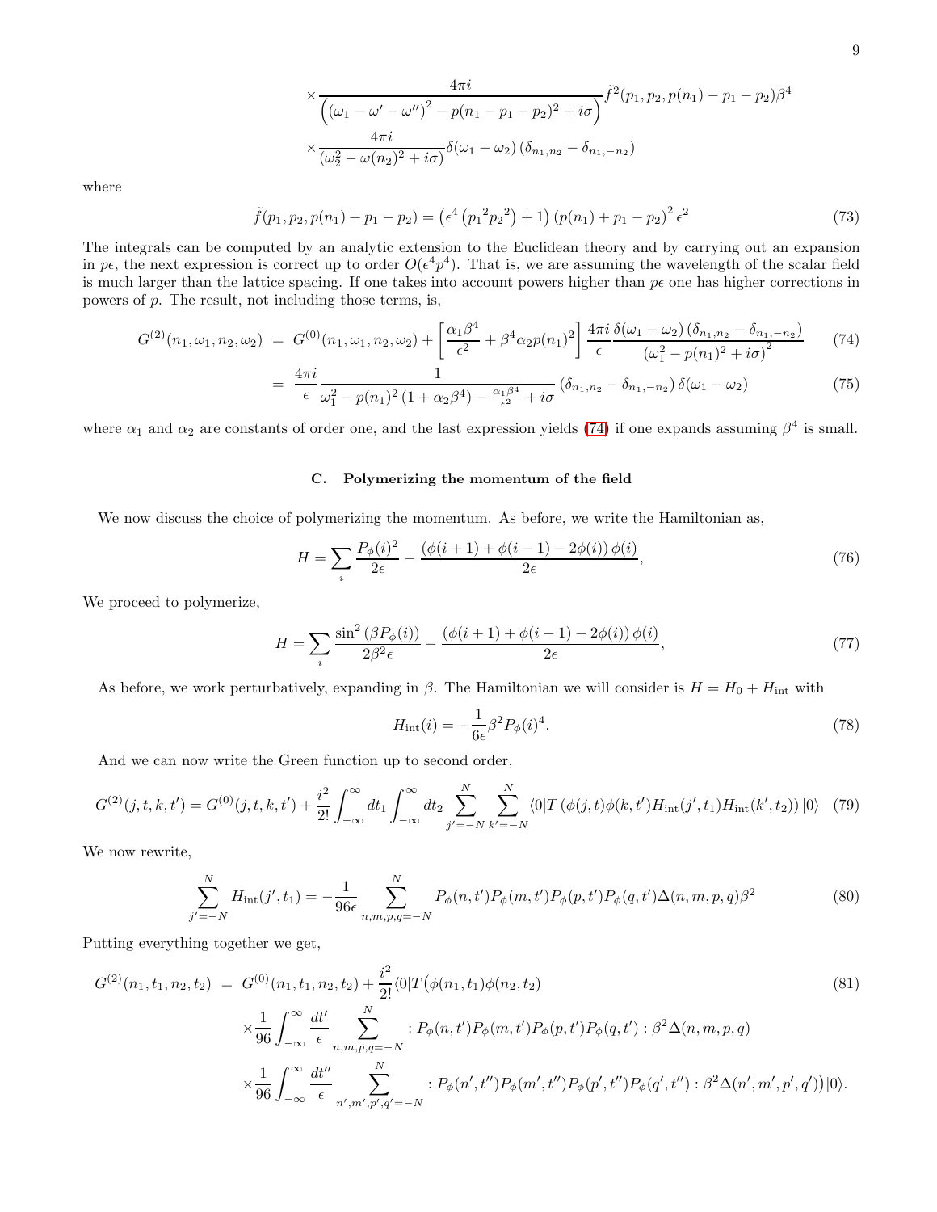$$
\times \frac{4\pi i}{\left(\left(\omega_1 - \omega' - \omega''\right)^2 - p(n_1 - p_1 - p_2)^2 + i\sigma\right)} \tilde{f}^2(p_1, p_2, p(n_1) - p_1 - p_2)\beta^4
$$

$$
\times \frac{4\pi i}{(\omega_2^2 - \omega(n_2)^2 + i\sigma)} \delta(\omega_1 - \omega_2)\left(\delta_{n_1,n_2} - \delta_{n_1,-n_2}\right)
$$

where

$$
\tilde{f}(p_1, p_2, p(n_1) + p_1 - p_2) = \left(\epsilon^4 \left({p_1}^2 {p_2}^2\right) + 1\right)\left(p(n_1) + p_1 - p_2\right)^2 \epsilon^2 \tag{73}
$$

The integrals can be computed by an analytic extension to the Euclidean theory and by carrying out an expansion in $p\epsilon$, the next expression is correct up to order $O(\epsilon^4 p^4)$. That is, we are assuming the wavelength of the scalar field is much larger than the lattice spacing. If one takes into account powers higher than $p\epsilon$ one has higher corrections in powers of $p$. The result, not including those terms, is,

$$
G^{(2)}(n_1, \omega_1, n_2, \omega_2) = G^{(0)}(n_1, \omega_1, n_2, \omega_2) + \left[\frac{\alpha_1 \beta^4}{\epsilon^2} + \beta^4 \alpha_2 p(n_1)^2\right] \frac{4\pi i}{\epsilon} \frac{\delta(\omega_1 - \omega_2)\left(\delta_{n_1,n_2} - \delta_{n_1,-n_2}\right)}{\left(\omega_1^2 - p(n_1)^2 + i\sigma\right)^2} \tag{74}
$$

$$
= \frac{4\pi i}{\epsilon} \frac{1}{\omega_1^2 - p(n_1)^2\left(1 + \alpha_2 \beta^4\right) - \frac{\alpha_1 \beta^4}{\epsilon^2} + i\sigma} \left(\delta_{n_1,n_2} - \delta_{n_1,-n_2}\right)\delta(\omega_1 - \omega_2) \tag{75}
$$

where $\alpha_1$ and $\alpha_2$ are constants of order one, and the last expression yields (74) if one expands assuming $\beta^4$ is small.

### C. Polymerizing the momentum of the field

We now discuss the choice of polymerizing the momentum. As before, we write the Hamiltonian as,

$$
H = \sum_i \frac{P_\phi(i)^2}{2\epsilon} - \frac{\left(\phi(i+1) + \phi(i-1) - 2\phi(i)\right)\phi(i)}{2\epsilon}, \tag{76}
$$

We proceed to polymerize,

$$
H = \sum_i \frac{\sin^2\left(\beta P_\phi(i)\right)}{2\beta^2 \epsilon} - \frac{\left(\phi(i+1) + \phi(i-1) - 2\phi(i)\right)\phi(i)}{2\epsilon}, \tag{77}
$$

As before, we work perturbatively, expanding in $\beta$. The Hamiltonian we will consider is $H = H_0 + H_{\rm int}$ with

$$
H_{\rm int}(i) = -\frac{1}{6\epsilon}\beta^2 P_\phi(i)^4. \tag{78}
$$

And we can now write the Green function up to second order,

$$
G^{(2)}(j,t,k,t') = G^{(0)}(j,t,k,t') + \frac{i^2}{2!}\int_{-\infty}^{\infty} dt_1 \int_{-\infty}^{\infty} dt_2 \sum_{j'=-N}^{N} \sum_{k'=-N}^{N} \langle 0|T\left(\phi(j,t)\phi(k,t')H_{\rm int}(j',t_1)H_{\rm int}(k',t_2)\right)|0\rangle \tag{79}
$$

We now rewrite,

$$
\sum_{j'=-N}^{N} H_{\rm int}(j', t_1) = -\frac{1}{96\epsilon} \sum_{n,m,p,q=-N}^{N} P_\phi(n,t')P_\phi(m,t')P_\phi(p,t')P_\phi(q,t')\Delta(n,m,p,q)\beta^2 \tag{80}
$$

Putting everything together we get,

$$
\begin{aligned}
G^{(2)}(n_1,t_1,n_2,t_2) &= G^{(0)}(n_1,t_1,n_2,t_2) + \frac{i^2}{2!}\langle 0|T\big(\phi(n_1,t_1)\phi(n_2,t_2) \\
&\times \frac{1}{96}\int_{-\infty}^{\infty}\frac{dt'}{\epsilon}\sum_{n,m,p,q=-N}^{N} : P_\phi(n,t')P_\phi(m,t')P_\phi(p,t')P_\phi(q,t') : \beta^2 \Delta(n,m,p,q) \\
&\times \frac{1}{96}\int_{-\infty}^{\infty}\frac{dt''}{\epsilon}\sum_{n',m',p',q'=-N}^{N} : P_\phi(n',t'')P_\phi(m',t'')P_\phi(p',t'')P_\phi(q',t'') : \beta^2 \Delta(n',m',p',q')\big)|0\rangle.
\end{aligned} \tag{81}
$$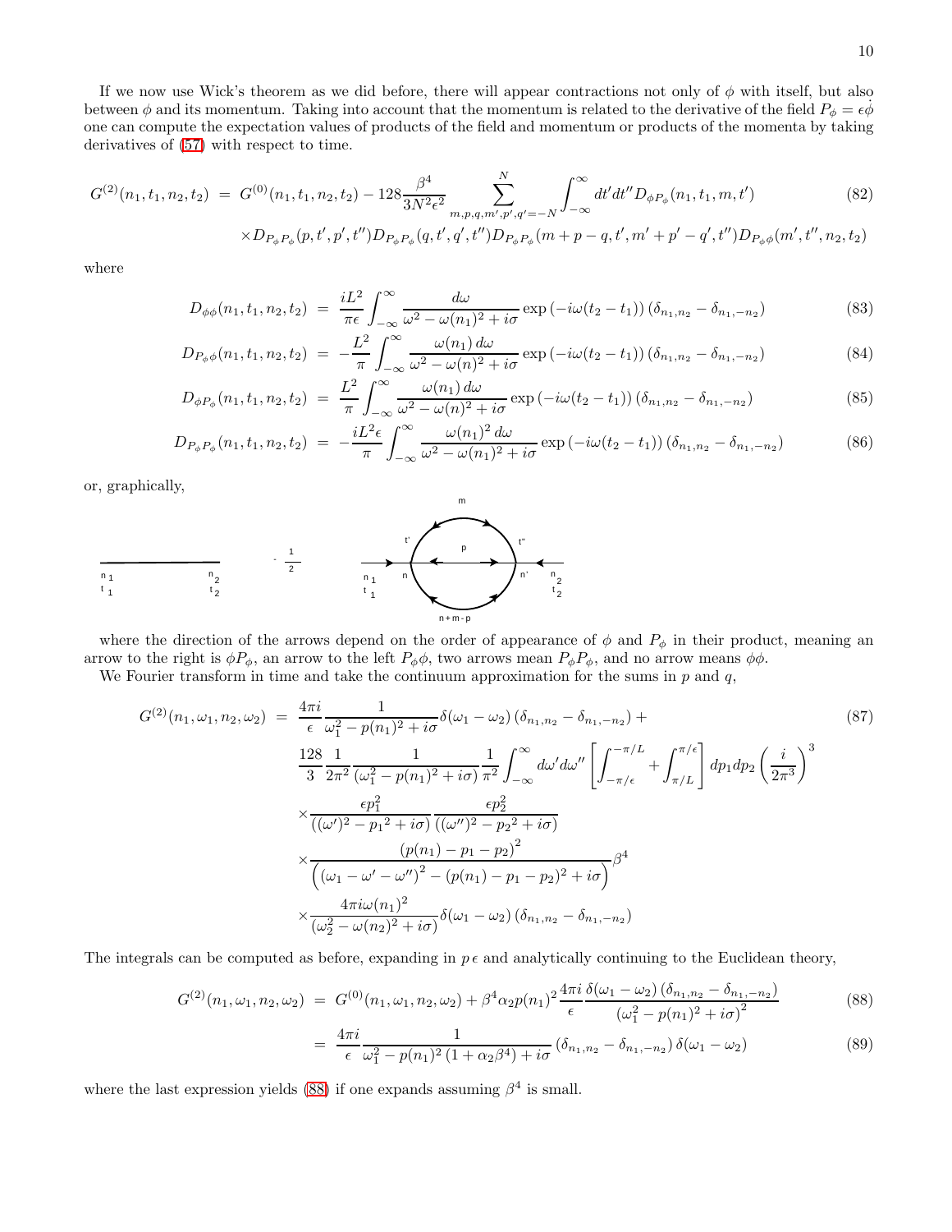If we now use Wick's theorem as we did before, there will appear contractions not only of $\phi$ with itself, but also between $\phi$ and its momentum. Taking into account that the momentum is related to the derivative of the field $P_\phi = \epsilon\dot{\phi}$ one can compute the expectation values of products of the field and momentum or products of the momenta by taking derivatives of (57) with respect to time.

$$
\begin{aligned}
G^{(2)}(n_1,t_1,n_2,t_2) &= G^{(0)}(n_1,t_1,n_2,t_2) - 128\frac{\beta^4}{3N^2\epsilon^2}\sum_{m,p,q,m',p',q'=-N}^{N}\int_{-\infty}^{\infty}dt'dt'' D_{\phi P_\phi}(n_1,t_1,m,t') \\
&\quad\times D_{P_\phi P_\phi}(p,t',p',t'')D_{P_\phi P_\phi}(q,t',q',t'')D_{P_\phi P_\phi}(m+p-q,t',m'+p'-q',t'')D_{P_\phi \phi}(m',t'',n_2,t_2)
\end{aligned}
\tag{82}
$$

where

$$
D_{\phi\phi}(n_1,t_1,n_2,t_2) = \frac{iL^2}{\pi\epsilon}\int_{-\infty}^{\infty}\frac{d\omega}{\omega^2-\omega(n_1)^2+i\sigma}\exp\left(-i\omega(t_2-t_1)\right)\left(\delta_{n_1,n_2}-\delta_{n_1,-n_2}\right) \tag{83}
$$

$$
D_{P_\phi\phi}(n_1,t_1,n_2,t_2) = -\frac{L^2}{\pi}\int_{-\infty}^{\infty}\frac{\omega(n_1)\,d\omega}{\omega^2-\omega(n)^2+i\sigma}\exp\left(-i\omega(t_2-t_1)\right)\left(\delta_{n_1,n_2}-\delta_{n_1,-n_2}\right) \tag{84}
$$

$$
D_{\phi P_\phi}(n_1,t_1,n_2,t_2) = \frac{L^2}{\pi}\int_{-\infty}^{\infty}\frac{\omega(n_1)\,d\omega}{\omega^2-\omega(n)^2+i\sigma}\exp\left(-i\omega(t_2-t_1)\right)\left(\delta_{n_1,n_2}-\delta_{n_1,-n_2}\right) \tag{85}
$$

$$
D_{P_\phi P_\phi}(n_1,t_1,n_2,t_2) = -\frac{iL^2\epsilon}{\pi}\int_{-\infty}^{\infty}\frac{\omega(n_1)^2\,d\omega}{\omega^2-\omega(n_1)^2+i\sigma}\exp\left(-i\omega(t_2-t_1)\right)\left(\delta_{n_1,n_2}-\delta_{n_1,-n_2}\right) \tag{86}
$$

or, graphically,

[Diagram: a straight line from $n_1, t_1$ to $n_2, t_2$, minus $\frac{1}{2}$ times a loop diagram with external legs $n_1, t_1$ and $n_2, t_2$, vertices $n$ (at $t'$) and $n'$ (at $t''$), and internal lines labeled $m$, $p$, $n+m-p$.]

where the direction of the arrows depend on the order of appearance of $\phi$ and $P_\phi$ in their product, meaning an arrow to the right is $\phi P_\phi$, an arrow to the left $P_\phi\phi$, two arrows mean $P_\phi P_\phi$, and no arrow means $\phi\phi$.

We Fourier transform in time and take the continuum approximation for the sums in $p$ and $q$,

$$
\begin{aligned}
G^{(2)}(n_1,\omega_1,n_2,\omega_2) &= \frac{4\pi i}{\epsilon}\frac{1}{\omega_1^2-p(n_1)^2+i\sigma}\delta(\omega_1-\omega_2)\left(\delta_{n_1,n_2}-\delta_{n_1,-n_2}\right) + \\
&\quad \frac{128}{3}\frac{1}{2\pi^2}\frac{1}{(\omega_1^2-p(n_1)^2+i\sigma)}\frac{1}{\pi^2}\int_{-\infty}^{\infty}d\omega' d\omega''\left[\int_{-\pi/\epsilon}^{-\pi/L}+\int_{\pi/L}^{\pi/\epsilon}\right]dp_1dp_2\left(\frac{i}{2\pi^3}\right)^3 \\
&\quad\times\frac{\epsilon p_1^2}{((\omega')^2-{p_1}^2+i\sigma)}\frac{\epsilon p_2^2}{((\omega'')^2-p_2^2+i\sigma)} \\
&\quad\times\frac{(p(n_1)-p_1-p_2)^2}{\left((\omega_1-\omega'-\omega'')^2-(p(n_1)-p_1-p_2)^2+i\sigma\right)}\beta^4 \\
&\quad\times\frac{4\pi i\omega(n_1)^2}{(\omega_2^2-\omega(n_2)^2+i\sigma)}\delta(\omega_1-\omega_2)\left(\delta_{n_1,n_2}-\delta_{n_1,-n_2}\right)
\end{aligned}
\tag{87}
$$

The integrals can be computed as before, expanding in $p\,\epsilon$ and analytically continuing to the Euclidean theory,

$$
\begin{aligned}
G^{(2)}(n_1,\omega_1,n_2,\omega_2) &= G^{(0)}(n_1,\omega_1,n_2,\omega_2) + \beta^4\alpha_2 p(n_1)^2\frac{4\pi i}{\epsilon}\frac{\delta(\omega_1-\omega_2)\left(\delta_{n_1,n_2}-\delta_{n_1,-n_2}\right)}{\left(\omega_1^2-p(n_1)^2+i\sigma\right)^2} && (88)\\
&= \frac{4\pi i}{\epsilon}\frac{1}{\omega_1^2-p(n_1)^2\left(1+\alpha_2\beta^4\right)+i\sigma}\left(\delta_{n_1,n_2}-\delta_{n_1,-n_2}\right)\delta(\omega_1-\omega_2) && (89)
\end{aligned}
$$

where the last expression yields (88) if one expands assuming $\beta^4$ is small.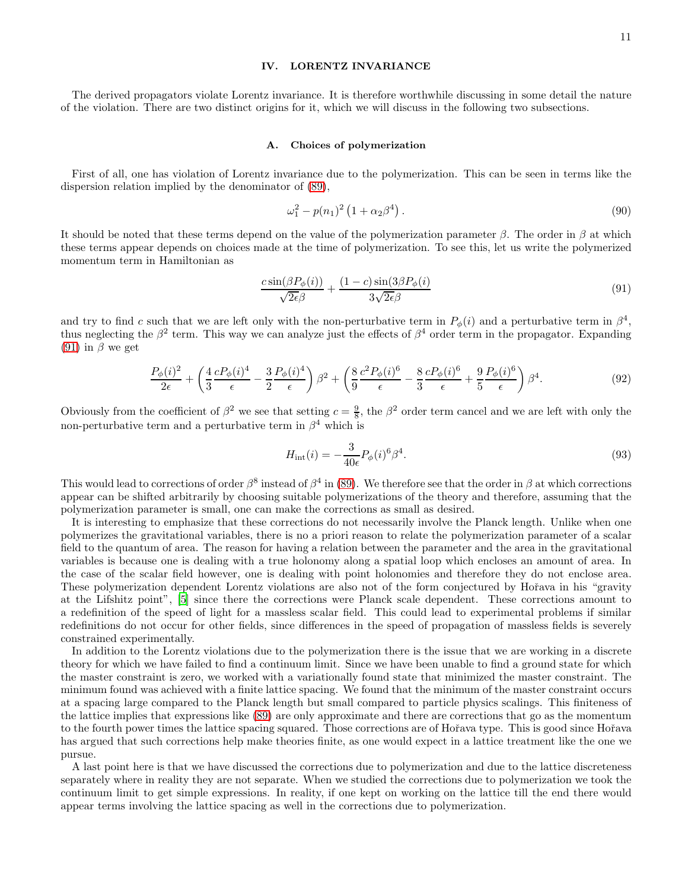## IV. LORENTZ INVARIANCE

The derived propagators violate Lorentz invariance. It is therefore worthwhile discussing in some detail the nature of the violation. There are two distinct origins for it, which we will discuss in the following two subsections.

### A. Choices of polymerization

First of all, one has violation of Lorentz invariance due to the polymerization. This can be seen in terms like the dispersion relation implied by the denominator of (89),

$$\omega_1^2 - p(n_1)^2 \left(1 + \alpha_2 \beta^4\right). \tag{90}$$

It should be noted that these terms depend on the value of the polymerization parameter $\beta$. The order in $\beta$ at which these terms appear depends on choices made at the time of polymerization. To see this, let us write the polymerized momentum term in Hamiltonian as

$$\frac{c \sin(\beta P_\phi(i))}{\sqrt{2\epsilon}\beta} + \frac{(1-c)\sin(3\beta P_\phi(i)}{3\sqrt{2\epsilon}\beta} \tag{91}$$

and try to find $c$ such that we are left only with the non-perturbative term in $P_\phi(i)$ and a perturbative term in $\beta^4$, thus neglecting the $\beta^2$ term. This way we can analyze just the effects of $\beta^4$ order term in the propagator. Expanding (91) in $\beta$ we get

$$\frac{P_\phi(i)^2}{2\epsilon} + \left(\frac{4}{3}\frac{cP_\phi(i)^4}{\epsilon} - \frac{3}{2}\frac{P_\phi(i)^4}{\epsilon}\right)\beta^2 + \left(\frac{8}{9}\frac{c^2 P_\phi(i)^6}{\epsilon} - \frac{8}{3}\frac{cP_\phi(i)^6}{\epsilon} + \frac{9}{5}\frac{P_\phi(i)^6}{\epsilon}\right)\beta^4. \tag{92}$$

Obviously from the coefficient of $\beta^2$ we see that setting $c = \frac{9}{8}$, the $\beta^2$ order term cancel and we are left with only the non-perturbative term and a perturbative term in $\beta^4$ which is

$$H_{\rm int}(i) = -\frac{3}{40\epsilon} P_\phi(i)^6 \beta^4. \tag{93}$$

This would lead to corrections of order $\beta^8$ instead of $\beta^4$ in (89). We therefore see that the order in $\beta$ at which corrections appear can be shifted arbitrarily by choosing suitable polymerizations of the theory and therefore, assuming that the polymerization parameter is small, one can make the corrections as small as desired.

It is interesting to emphasize that these corrections do not necessarily involve the Planck length. Unlike when one polymerizes the gravitational variables, there is no a priori reason to relate the polymerization parameter of a scalar field to the quantum of area. The reason for having a relation between the parameter and the area in the gravitational variables is because one is dealing with a true holonomy along a spatial loop which encloses an amount of area. In the case of the scalar field however, one is dealing with point holonomies and therefore they do not enclose area. These polymerization dependent Lorentz violations are also not of the form conjectured by Hořava in his "gravity at the Lifshitz point", [5] since there the corrections were Planck scale dependent. These corrections amount to a redefinition of the speed of light for a massless scalar field. This could lead to experimental problems if similar redefinitions do not occur for other fields, since differences in the speed of propagation of massless fields is severely constrained experimentally.

In addition to the Lorentz violations due to the polymerization there is the issue that we are working in a discrete theory for which we have failed to find a continuum limit. Since we have been unable to find a ground state for which the master constraint is zero, we worked with a variationally found state that minimized the master constraint. The minimum found was achieved with a finite lattice spacing. We found that the minimum of the master constraint occurs at a spacing large compared to the Planck length but small compared to particle physics scalings. This finiteness of the lattice implies that expressions like (89) are only approximate and there are corrections that go as the momentum to the fourth power times the lattice spacing squared. Those corrections are of Hořava type. This is good since Hořava has argued that such corrections help make theories finite, as one would expect in a lattice treatment like the one we pursue.

A last point here is that we have discussed the corrections due to polymerization and due to the lattice discreteness separately where in reality they are not separate. When we studied the corrections due to polymerization we took the continuum limit to get simple expressions. In reality, if one kept on working on the lattice till the end there would appear terms involving the lattice spacing as well in the corrections due to polymerization.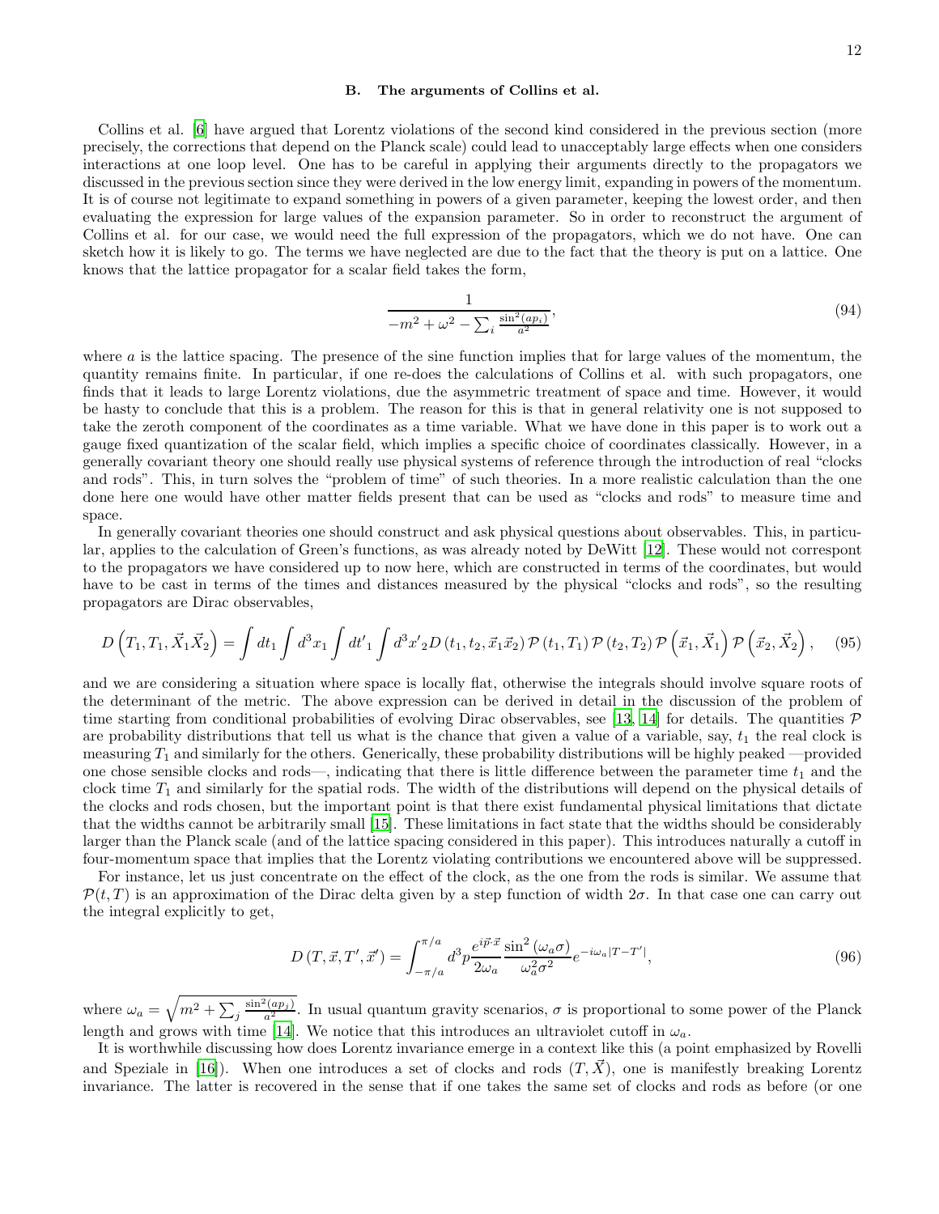### B. The arguments of Collins et al.

Collins et al. [6] have argued that Lorentz violations of the second kind considered in the previous section (more precisely, the corrections that depend on the Planck scale) could lead to unacceptably large effects when one considers interactions at one loop level. One has to be careful in applying their arguments directly to the propagators we discussed in the previous section since they were derived in the low energy limit, expanding in powers of the momentum. It is of course not legitimate to expand something in powers of a given parameter, keeping the lowest order, and then evaluating the expression for large values of the expansion parameter. So in order to reconstruct the argument of Collins et al. for our case, we would need the full expression of the propagators, which we do not have. One can sketch how it is likely to go. The terms we have neglected are due to the fact that the theory is put on a lattice. One knows that the lattice propagator for a scalar field takes the form,

$$\frac{1}{-m^2+\omega^2-\sum_i \frac{\sin^2(ap_i)}{a^2}}, \tag{94}$$

where $a$ is the lattice spacing. The presence of the sine function implies that for large values of the momentum, the quantity remains finite. In particular, if one re-does the calculations of Collins et al. with such propagators, one finds that it leads to large Lorentz violations, due the asymmetric treatment of space and time. However, it would be hasty to conclude that this is a problem. The reason for this is that in general relativity one is not supposed to take the zeroth component of the coordinates as a time variable. What we have done in this paper is to work out a gauge fixed quantization of the scalar field, which implies a specific choice of coordinates classically. However, in a generally covariant theory one should really use physical systems of reference through the introduction of real "clocks and rods". This, in turn solves the "problem of time" of such theories. In a more realistic calculation than the one done here one would have other matter fields present that can be used as "clocks and rods" to measure time and space.

In generally covariant theories one should construct and ask physical questions about observables. This, in particular, applies to the calculation of Green's functions, as was already noted by DeWitt [12]. These would not correspont to the propagators we have considered up to now here, which are constructed in terms of the coordinates, but would have to be cast in terms of the times and distances measured by the physical "clocks and rods", so the resulting propagators are Dirac observables,

$$D\left(T_1,T_1,\vec{X}_1\vec{X}_2\right)=\int dt_1\int d^3x_1\int dt'_1\int d^3x'_2 D\left(t_1,t_2,\vec{x}_1\vec{x}_2\right)\mathcal{P}\left(t_1,T_1\right)\mathcal{P}\left(t_2,T_2\right)\mathcal{P}\left(\vec{x}_1,\vec{X}_1\right)\mathcal{P}\left(\vec{x}_2,\vec{X}_2\right), \tag{95}$$

and we are considering a situation where space is locally flat, otherwise the integrals should involve square roots of the determinant of the metric. The above expression can be derived in detail in the discussion of the problem of time starting from conditional probabilities of evolving Dirac observables, see [13, 14] for details. The quantities $\mathcal{P}$ are probability distributions that tell us what is the chance that given a value of a variable, say, $t_1$ the real clock is measuring $T_1$ and similarly for the others. Generically, these probability distributions will be highly peaked —provided one chose sensible clocks and rods—, indicating that there is little difference between the parameter time $t_1$ and the clock time $T_1$ and similarly for the spatial rods. The width of the distributions will depend on the physical details of the clocks and rods chosen, but the important point is that there exist fundamental physical limitations that dictate that the widths cannot be arbitrarily small [15]. These limitations in fact state that the widths should be considerably larger than the Planck scale (and of the lattice spacing considered in this paper). This introduces naturally a cutoff in four-momentum space that implies that the Lorentz violating contributions we encountered above will be suppressed.

For instance, let us just concentrate on the effect of the clock, as the one from the rods is similar. We assume that $\mathcal{P}(t,T)$ is an approximation of the Dirac delta given by a step function of width $2\sigma$. In that case one can carry out the integral explicitly to get,

$$D\left(T,\vec{x},T',\vec{x}'\right)=\int_{-\pi/a}^{\pi/a} d^3p\frac{e^{i\vec{p}\cdot\vec{x}}}{2\omega_a}\frac{\sin^2\left(\omega_a\sigma\right)}{\omega_a^2\sigma^2}e^{-i\omega_a|T-T'|}, \tag{96}$$

where $\omega_a=\sqrt{m^2+\sum_j\frac{\sin^2(ap_j)}{a^2}}$. In usual quantum gravity scenarios, $\sigma$ is proportional to some power of the Planck length and grows with time [14]. We notice that this introduces an ultraviolet cutoff in $\omega_a$.

It is worthwhile discussing how does Lorentz invariance emerge in a context like this (a point emphasized by Rovelli and Speziale in [16]). When one introduces a set of clocks and rods $(T,\vec{X})$, one is manifestly breaking Lorentz invariance. The latter is recovered in the sense that if one takes the same set of clocks and rods as before (or one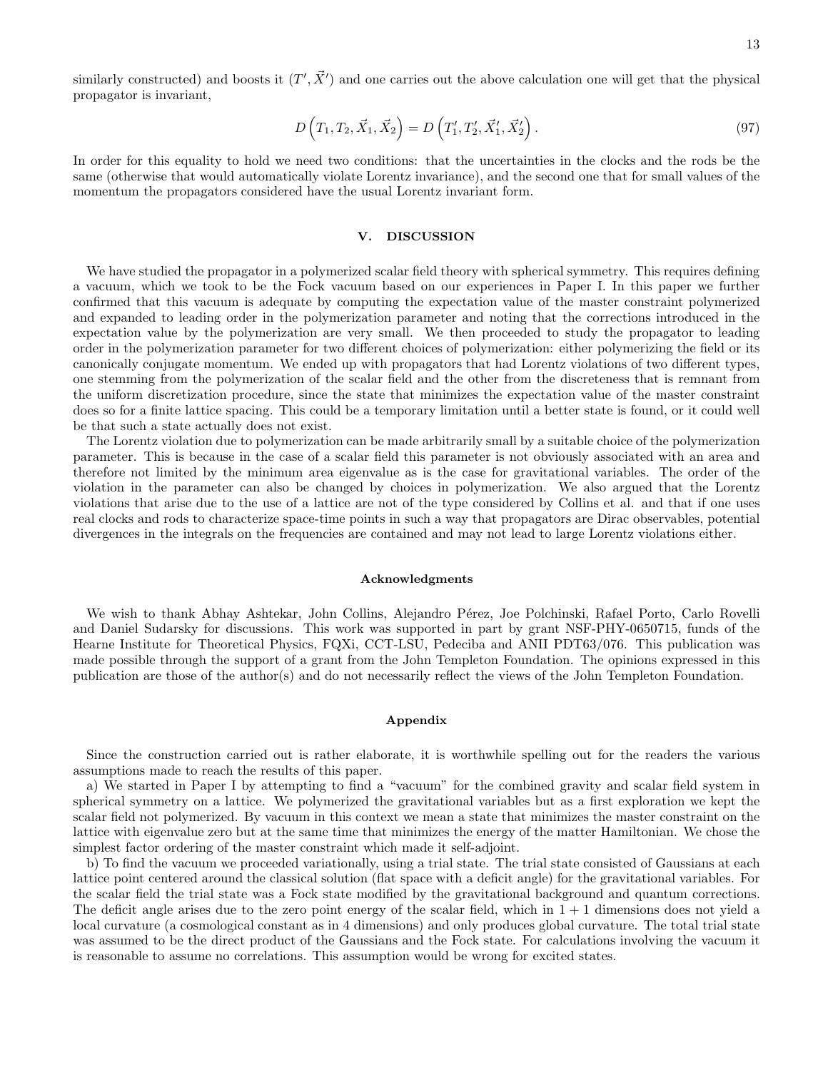similarly constructed) and boosts it $(T', \vec{X}')$ and one carries out the above calculation one will get that the physical propagator is invariant,

$$D\left(T_1, T_2, \vec{X}_1, \vec{X}_2\right) = D\left(T_1', T_2', \vec{X}_1', \vec{X}_2'\right). \tag{97}$$

In order for this equality to hold we need two conditions: that the uncertainties in the clocks and the rods be the same (otherwise that would automatically violate Lorentz invariance), and the second one that for small values of the momentum the propagators considered have the usual Lorentz invariant form.

## V. DISCUSSION

We have studied the propagator in a polymerized scalar field theory with spherical symmetry. This requires defining a vacuum, which we took to be the Fock vacuum based on our experiences in Paper I. In this paper we further confirmed that this vacuum is adequate by computing the expectation value of the master constraint polymerized and expanded to leading order in the polymerization parameter and noting that the corrections introduced in the expectation value by the polymerization are very small. We then proceeded to study the propagator to leading order in the polymerization parameter for two different choices of polymerization: either polymerizing the field or its canonically conjugate momentum. We ended up with propagators that had Lorentz violations of two different types, one stemming from the polymerization of the scalar field and the other from the discreteness that is remnant from the uniform discretization procedure, since the state that minimizes the expectation value of the master constraint does so for a finite lattice spacing. This could be a temporary limitation until a better state is found, or it could well be that such a state actually does not exist.

The Lorentz violation due to polymerization can be made arbitrarily small by a suitable choice of the polymerization parameter. This is because in the case of a scalar field this parameter is not obviously associated with an area and therefore not limited by the minimum area eigenvalue as is the case for gravitational variables. The order of the violation in the parameter can also be changed by choices in polymerization. We also argued that the Lorentz violations that arise due to the use of a lattice are not of the type considered by Collins et al. and that if one uses real clocks and rods to characterize space-time points in such a way that propagators are Dirac observables, potential divergences in the integrals on the frequencies are contained and may not lead to large Lorentz violations either.

### Acknowledgments

We wish to thank Abhay Ashtekar, John Collins, Alejandro Pérez, Joe Polchinski, Rafael Porto, Carlo Rovelli and Daniel Sudarsky for discussions. This work was supported in part by grant NSF-PHY-0650715, funds of the Hearne Institute for Theoretical Physics, FQXi, CCT-LSU, Pedeciba and ANII PDT63/076. This publication was made possible through the support of a grant from the John Templeton Foundation. The opinions expressed in this publication are those of the author(s) and do not necessarily reflect the views of the John Templeton Foundation.

### Appendix

Since the construction carried out is rather elaborate, it is worthwhile spelling out for the readers the various assumptions made to reach the results of this paper.

a) We started in Paper I by attempting to find a "vacuum" for the combined gravity and scalar field system in spherical symmetry on a lattice. We polymerized the gravitational variables but as a first exploration we kept the scalar field not polymerized. By vacuum in this context we mean a state that minimizes the master constraint on the lattice with eigenvalue zero but at the same time that minimizes the energy of the matter Hamiltonian. We chose the simplest factor ordering of the master constraint which made it self-adjoint.

b) To find the vacuum we proceeded variationally, using a trial state. The trial state consisted of Gaussians at each lattice point centered around the classical solution (flat space with a deficit angle) for the gravitational variables. For the scalar field the trial state was a Fock state modified by the gravitational background and quantum corrections. The deficit angle arises due to the zero point energy of the scalar field, which in $1+1$ dimensions does not yield a local curvature (a cosmological constant as in 4 dimensions) and only produces global curvature. The total trial state was assumed to be the direct product of the Gaussians and the Fock state. For calculations involving the vacuum it is reasonable to assume no correlations. This assumption would be wrong for excited states.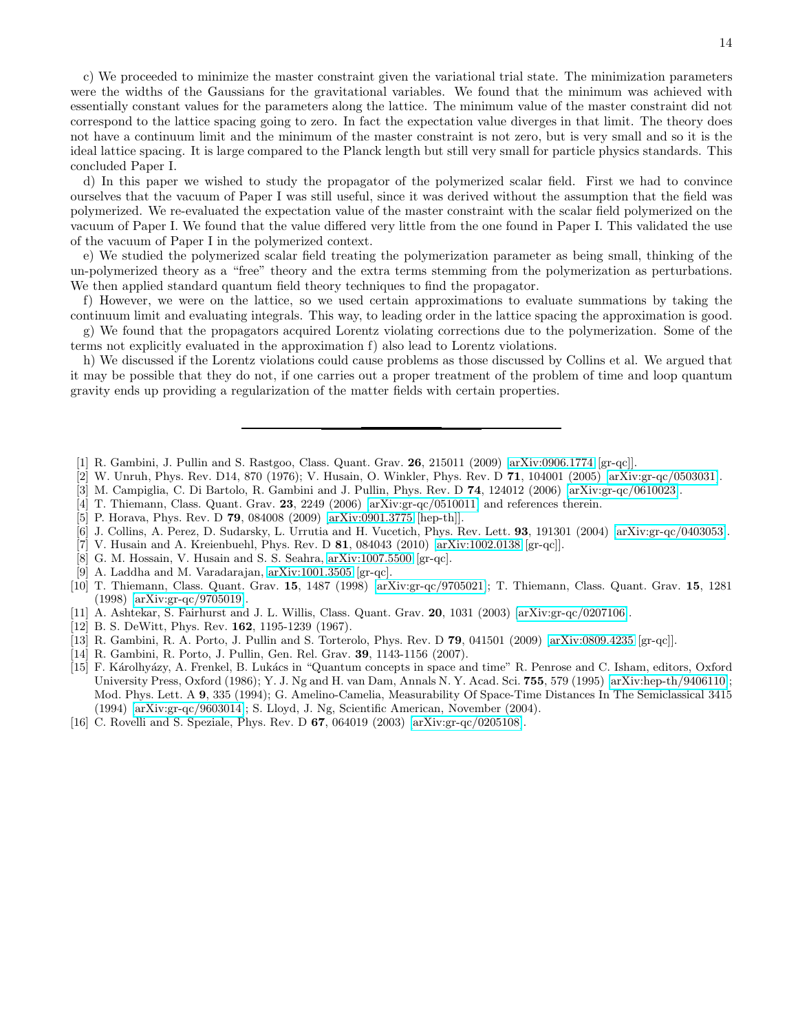c) We proceeded to minimize the master constraint given the variational trial state. The minimization parameters were the widths of the Gaussians for the gravitational variables. We found that the minimum was achieved with essentially constant values for the parameters along the lattice. The minimum value of the master constraint did not correspond to the lattice spacing going to zero. In fact the expectation value diverges in that limit. The theory does not have a continuum limit and the minimum of the master constraint is not zero, but is very small and so it is the ideal lattice spacing. It is large compared to the Planck length but still very small for particle physics standards. This concluded Paper I.

d) In this paper we wished to study the propagator of the polymerized scalar field. First we had to convince ourselves that the vacuum of Paper I was still useful, since it was derived without the assumption that the field was polymerized. We re-evaluated the expectation value of the master constraint with the scalar field polymerized on the vacuum of Paper I. We found that the value differed very little from the one found in Paper I. This validated the use of the vacuum of Paper I in the polymerized context.

e) We studied the polymerized scalar field treating the polymerization parameter as being small, thinking of the un-polymerized theory as a "free" theory and the extra terms stemming from the polymerization as perturbations. We then applied standard quantum field theory techniques to find the propagator.

f) However, we were on the lattice, so we used certain approximations to evaluate summations by taking the continuum limit and evaluating integrals. This way, to leading order in the lattice spacing the approximation is good.

g) We found that the propagators acquired Lorentz violating corrections due to the polymerization. Some of the terms not explicitly evaluated in the approximation f) also lead to Lorentz violations.

h) We discussed if the Lorentz violations could cause problems as those discussed by Collins et al. We argued that it may be possible that they do not, if one carries out a proper treatment of the problem of time and loop quantum gravity ends up providing a regularization of the matter fields with certain properties.

---

[1] R. Gambini, J. Pullin and S. Rastgoo, Class. Quant. Grav. **26**, 215011 (2009) [arXiv:0906.1774 [gr-qc]].

[2] W. Unruh, Phys. Rev. D14, 870 (1976); V. Husain, O. Winkler, Phys. Rev. D **71**, 104001 (2005) [arXiv:gr-qc/0503031].

[3] M. Campiglia, C. Di Bartolo, R. Gambini and J. Pullin, Phys. Rev. D **74**, 124012 (2006) [arXiv:gr-qc/0610023].

[4] T. Thiemann, Class. Quant. Grav. **23**, 2249 (2006) [arXiv:gr-qc/0510011] and references therein.

[5] P. Horava, Phys. Rev. D **79**, 084008 (2009) [arXiv:0901.3775 [hep-th]].

[6] J. Collins, A. Perez, D. Sudarsky, L. Urrutia and H. Vucetich, Phys. Rev. Lett. **93**, 191301 (2004) [arXiv:gr-qc/0403053].

[7] V. Husain and A. Kreienbuehl, Phys. Rev. D **81**, 084043 (2010) [arXiv:1002.0138 [gr-qc]].

[8] G. M. Hossain, V. Husain and S. S. Seahra, arXiv:1007.5500 [gr-qc].

[9] A. Laddha and M. Varadarajan, arXiv:1001.3505 [gr-qc].

[10] T. Thiemann, Class. Quant. Grav. **15**, 1487 (1998) [arXiv:gr-qc/9705021]; T. Thiemann, Class. Quant. Grav. **15**, 1281 (1998) [arXiv:gr-qc/9705019].

[11] A. Ashtekar, S. Fairhurst and J. L. Willis, Class. Quant. Grav. **20**, 1031 (2003) [arXiv:gr-qc/0207106].

[12] B. S. DeWitt, Phys. Rev. **162**, 1195-1239 (1967).

[13] R. Gambini, R. A. Porto, J. Pullin and S. Torterolo, Phys. Rev. D **79**, 041501 (2009) [arXiv:0809.4235 [gr-qc]].

[14] R. Gambini, R. Porto, J. Pullin, Gen. Rel. Grav. **39**, 1143-1156 (2007).

[15] F. Károlhyázy, A. Frenkel, B. Lukács in "Quantum concepts in space and time" R. Penrose and C. Isham, editors, Oxford University Press, Oxford (1986); Y. J. Ng and H. van Dam, Annals N. Y. Acad. Sci. **755**, 579 (1995) [arXiv:hep-th/9406110]; Mod. Phys. Lett. A **9**, 335 (1994); G. Amelino-Camelia, Measurability Of Space-Time Distances In The Semiclassical 3415 (1994) [arXiv:gr-qc/9603014]; S. Lloyd, J. Ng, Scientific American, November (2004).

[16] C. Rovelli and S. Speziale, Phys. Rev. D **67**, 064019 (2003) [arXiv:gr-qc/0205108].